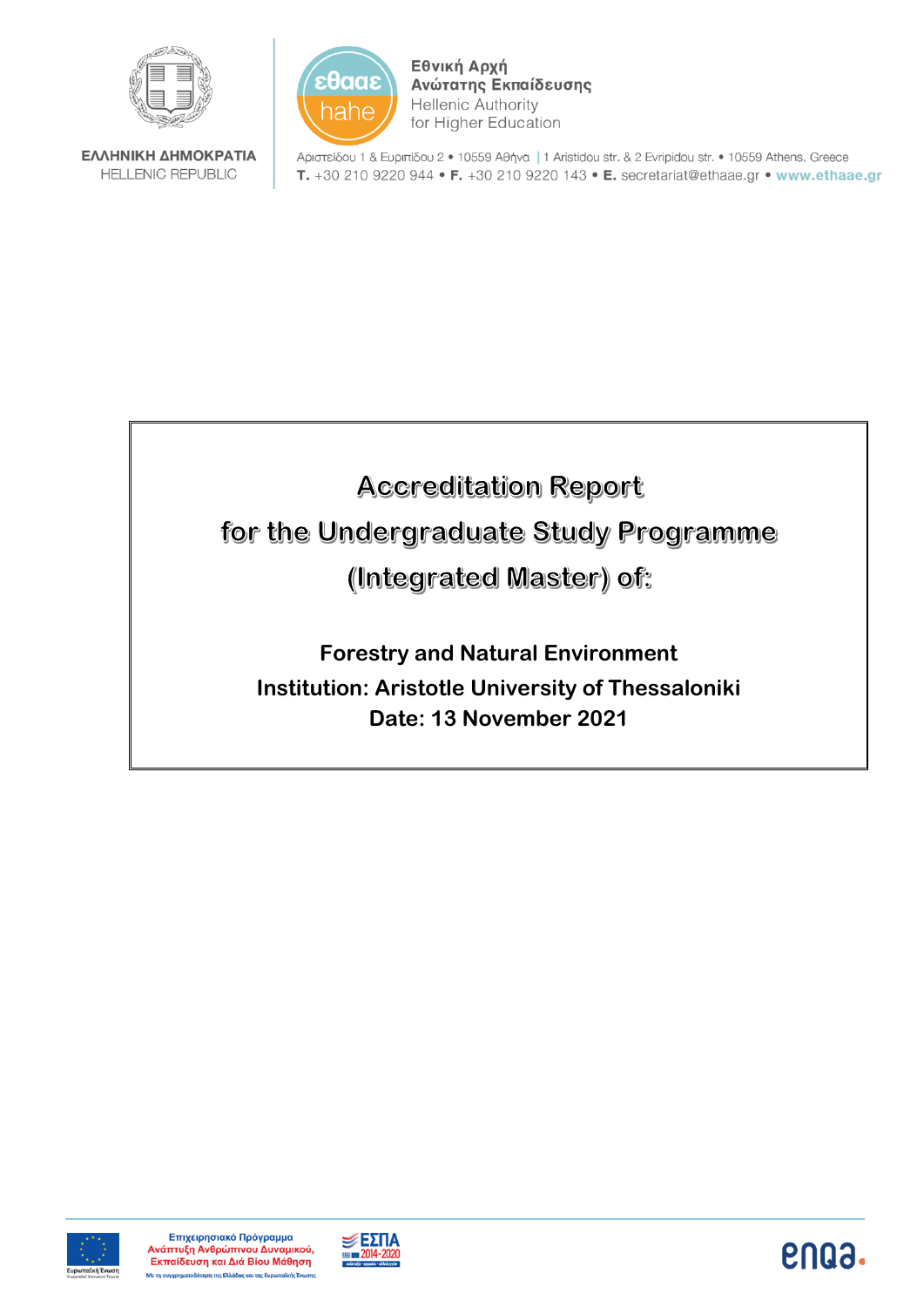ΕΛΛΗΝΙΚΗ ΔΗΜΟΚΡΑΤΙΑ
HELLENIC REPUBLIC

Εθνική Αρχή Ανώτατης Εκπαίδευσης
Hellenic Authority for Higher Education

Αριστείδου 1 & Ευριπίδου 2 • 10559 Αθήνα | 1 Aristidou str. & 2 Evripidou str. • 10559 Athens, Greece
**T.** +30 210 9220 944 • **F.** +30 210 9220 143 • **E.** secretariat@ethaae.gr • **www.ethaae.gr**

# Accreditation Report for the Undergraduate Study Programme (Integrated Master) of:

**Forestry and Natural Environment**

**Institution: Aristotle University of Thessaloniki**

**Date: 13 November 2021**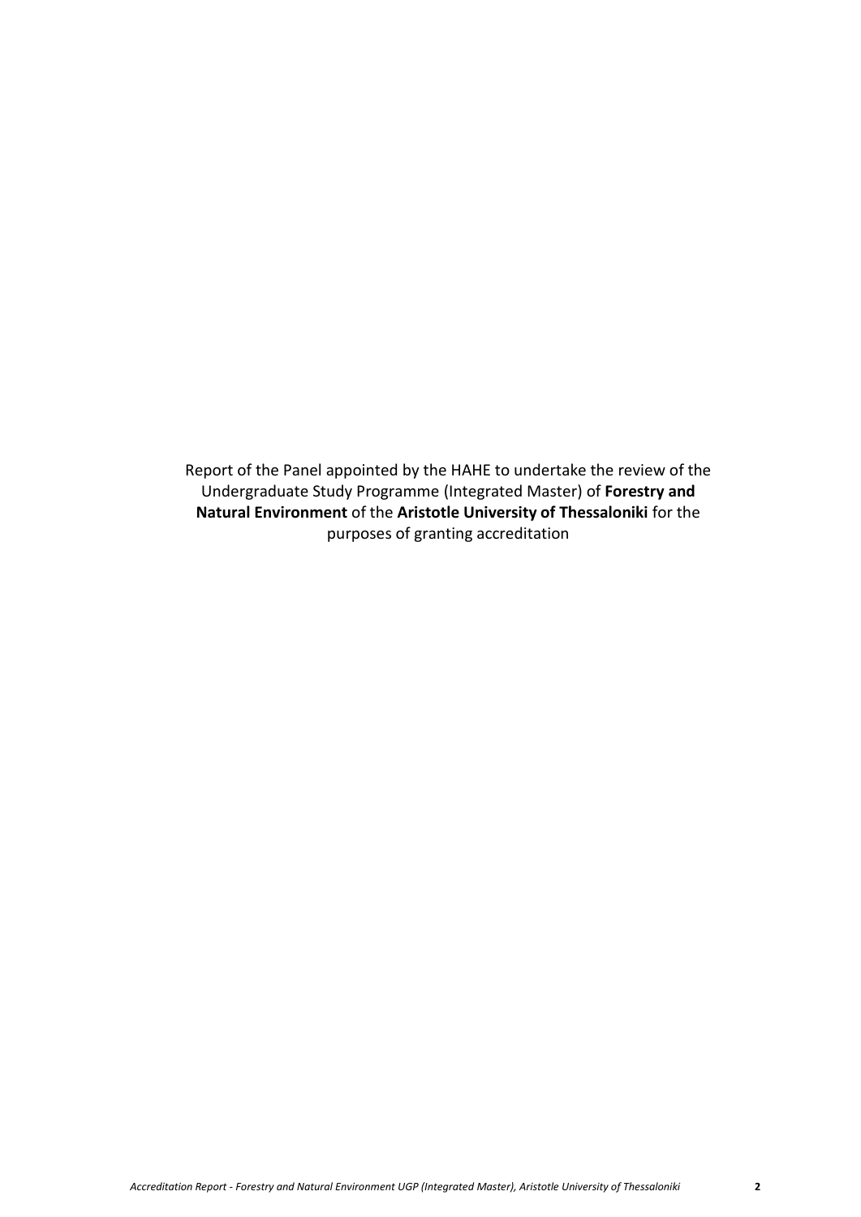Report of the Panel appointed by the HAHE to undertake the review of the Undergraduate Study Programme (Integrated Master) of **Forestry and Natural Environment** of the **Aristotle University of Thessaloniki** for the purposes of granting accreditation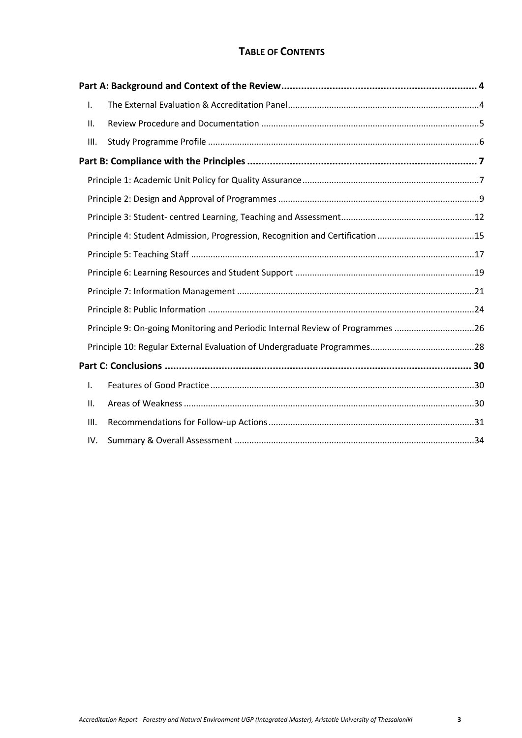# TABLE OF CONTENTS

**Part A: Background and Context of the Review** ..... 4

- I. The External Evaluation & Accreditation Panel ..... 4
- II. Review Procedure and Documentation ..... 5
- III. Study Programme Profile ..... 6

**Part B: Compliance with the Principles** ..... 7

- Principle 1: Academic Unit Policy for Quality Assurance ..... 7
- Principle 2: Design and Approval of Programmes ..... 9
- Principle 3: Student- centred Learning, Teaching and Assessment ..... 12
- Principle 4: Student Admission, Progression, Recognition and Certification ..... 15
- Principle 5: Teaching Staff ..... 17
- Principle 6: Learning Resources and Student Support ..... 19
- Principle 7: Information Management ..... 21
- Principle 8: Public Information ..... 24
- Principle 9: On-going Monitoring and Periodic Internal Review of Programmes ..... 26
- Principle 10: Regular External Evaluation of Undergraduate Programmes ..... 28

**Part C: Conclusions** ..... 30

- I. Features of Good Practice ..... 30
- II. Areas of Weakness ..... 30
- III. Recommendations for Follow-up Actions ..... 31
- IV. Summary & Overall Assessment ..... 34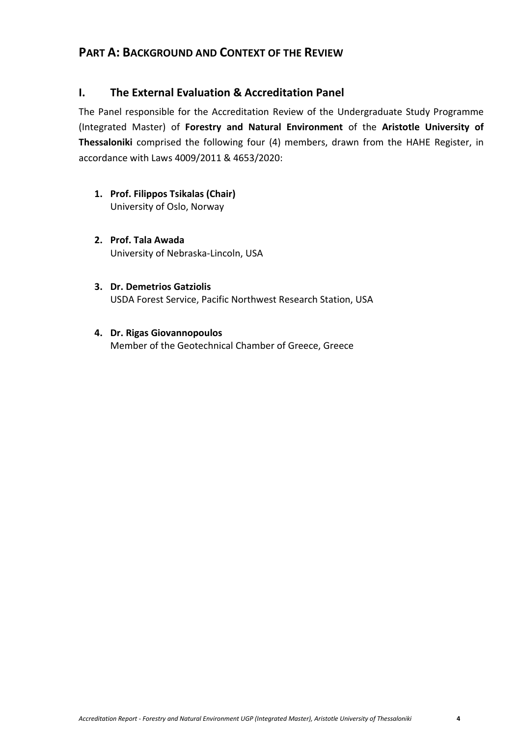# PART A: BACKGROUND AND CONTEXT OF THE REVIEW

## I. The External Evaluation & Accreditation Panel

The Panel responsible for the Accreditation Review of the Undergraduate Study Programme (Integrated Master) of **Forestry and Natural Environment** of the **Aristotle University of Thessaloniki** comprised the following four (4) members, drawn from the HAHE Register, in accordance with Laws 4009/2011 & 4653/2020:

1. **Prof. Filippos Tsikalas (Chair)**
   University of Oslo, Norway

2. **Prof. Tala Awada**
   University of Nebraska-Lincoln, USA

3. **Dr. Demetrios Gatziolis**
   USDA Forest Service, Pacific Northwest Research Station, USA

4. **Dr. Rigas Giovannopoulos**
   Member of the Geotechnical Chamber of Greece, Greece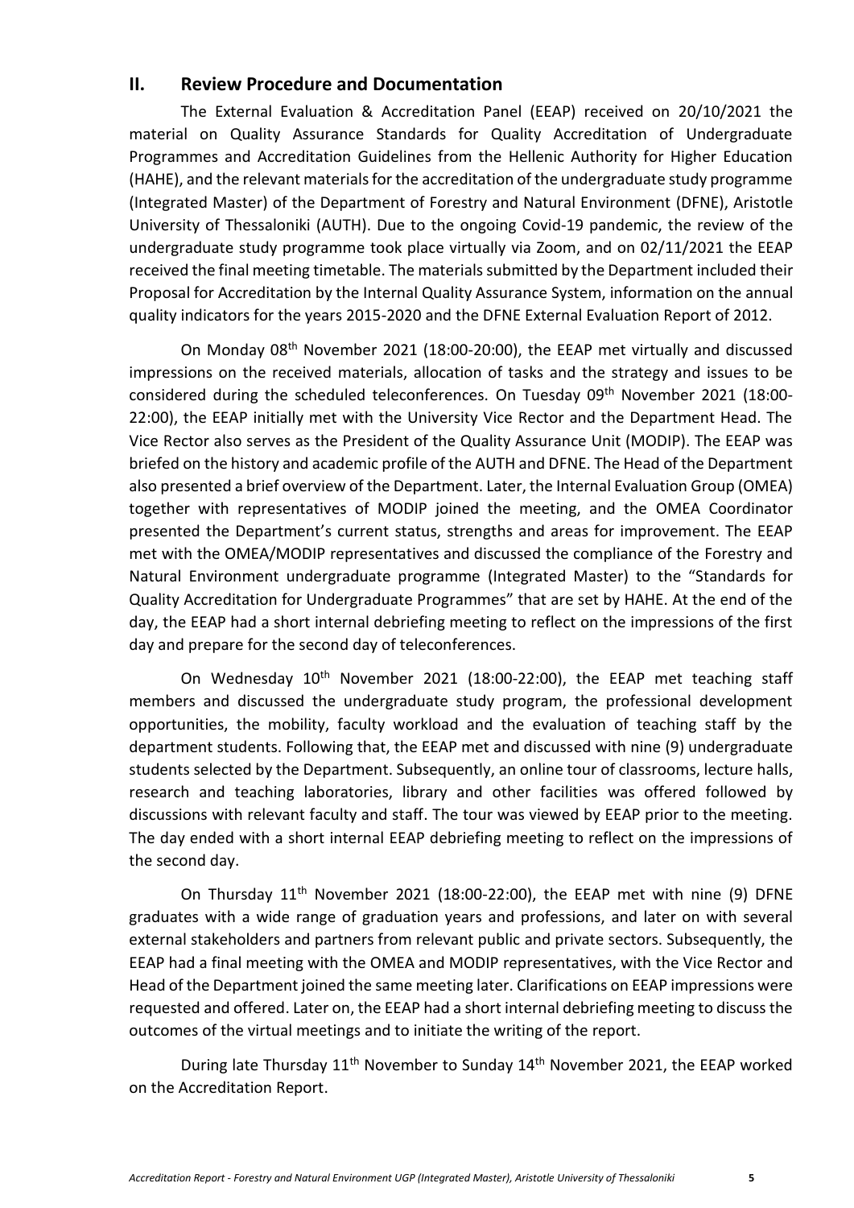## II. Review Procedure and Documentation

The External Evaluation & Accreditation Panel (EEAP) received on 20/10/2021 the material on Quality Assurance Standards for Quality Accreditation of Undergraduate Programmes and Accreditation Guidelines from the Hellenic Authority for Higher Education (HAHE), and the relevant materials for the accreditation of the undergraduate study programme (Integrated Master) of the Department of Forestry and Natural Environment (DFNE), Aristotle University of Thessaloniki (AUTH). Due to the ongoing Covid-19 pandemic, the review of the undergraduate study programme took place virtually via Zoom, and on 02/11/2021 the EEAP received the final meeting timetable. The materials submitted by the Department included their Proposal for Accreditation by the Internal Quality Assurance System, information on the annual quality indicators for the years 2015-2020 and the DFNE External Evaluation Report of 2012.

On Monday 08th November 2021 (18:00-20:00), the EEAP met virtually and discussed impressions on the received materials, allocation of tasks and the strategy and issues to be considered during the scheduled teleconferences. On Tuesday 09th November 2021 (18:00-22:00), the EEAP initially met with the University Vice Rector and the Department Head. The Vice Rector also serves as the President of the Quality Assurance Unit (MODIP). The EEAP was briefed on the history and academic profile of the AUTH and DFNE. The Head of the Department also presented a brief overview of the Department. Later, the Internal Evaluation Group (OMEA) together with representatives of MODIP joined the meeting, and the OMEA Coordinator presented the Department's current status, strengths and areas for improvement. The EEAP met with the OMEA/MODIP representatives and discussed the compliance of the Forestry and Natural Environment undergraduate programme (Integrated Master) to the "Standards for Quality Accreditation for Undergraduate Programmes" that are set by HAHE. At the end of the day, the EEAP had a short internal debriefing meeting to reflect on the impressions of the first day and prepare for the second day of teleconferences.

On Wednesday 10th November 2021 (18:00-22:00), the EEAP met teaching staff members and discussed the undergraduate study program, the professional development opportunities, the mobility, faculty workload and the evaluation of teaching staff by the department students. Following that, the EEAP met and discussed with nine (9) undergraduate students selected by the Department. Subsequently, an online tour of classrooms, lecture halls, research and teaching laboratories, library and other facilities was offered followed by discussions with relevant faculty and staff. The tour was viewed by EEAP prior to the meeting. The day ended with a short internal EEAP debriefing meeting to reflect on the impressions of the second day.

On Thursday 11th November 2021 (18:00-22:00), the EEAP met with nine (9) DFNE graduates with a wide range of graduation years and professions, and later on with several external stakeholders and partners from relevant public and private sectors. Subsequently, the EEAP had a final meeting with the OMEA and MODIP representatives, with the Vice Rector and Head of the Department joined the same meeting later. Clarifications on EEAP impressions were requested and offered. Later on, the EEAP had a short internal debriefing meeting to discuss the outcomes of the virtual meetings and to initiate the writing of the report.

During late Thursday 11th November to Sunday 14th November 2021, the EEAP worked on the Accreditation Report.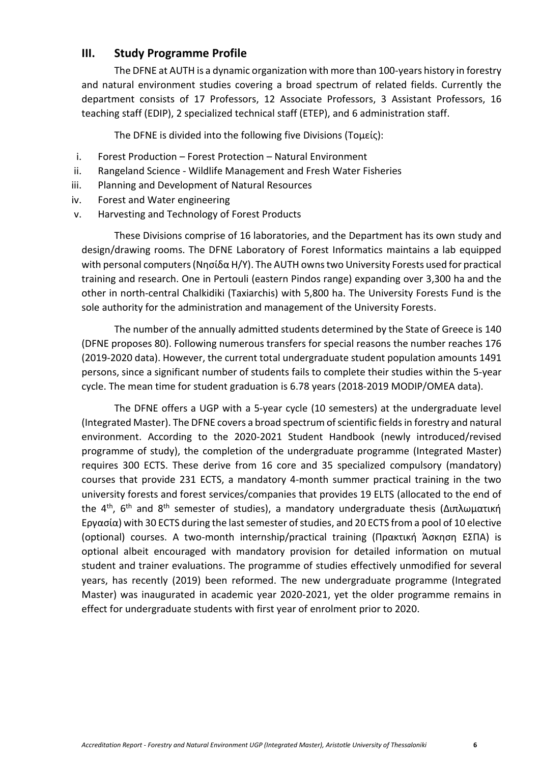## III. Study Programme Profile

The DFNE at AUTH is a dynamic organization with more than 100-years history in forestry and natural environment studies covering a broad spectrum of related fields. Currently the department consists of 17 Professors, 12 Associate Professors, 3 Assistant Professors, 16 teaching staff (EDIP), 2 specialized technical staff (ETEP), and 6 administration staff.

The DFNE is divided into the following five Divisions (Τομείς):

i. Forest Production – Forest Protection – Natural Environment
ii. Rangeland Science - Wildlife Management and Fresh Water Fisheries
iii. Planning and Development of Natural Resources
iv. Forest and Water engineering
v. Harvesting and Technology of Forest Products

These Divisions comprise of 16 laboratories, and the Department has its own study and design/drawing rooms. The DFNE Laboratory of Forest Informatics maintains a lab equipped with personal computers (Νησίδα Η/Υ). The AUTH owns two University Forests used for practical training and research. One in Pertouli (eastern Pindos range) expanding over 3,300 ha and the other in north-central Chalkidiki (Taxiarchis) with 5,800 ha. The University Forests Fund is the sole authority for the administration and management of the University Forests.

The number of the annually admitted students determined by the State of Greece is 140 (DFNE proposes 80). Following numerous transfers for special reasons the number reaches 176 (2019-2020 data). However, the current total undergraduate student population amounts 1491 persons, since a significant number of students fails to complete their studies within the 5-year cycle. The mean time for student graduation is 6.78 years (2018-2019 MODIP/OMEA data).

The DFNE offers a UGP with a 5-year cycle (10 semesters) at the undergraduate level (Integrated Master). The DFNE covers a broad spectrum of scientific fields in forestry and natural environment. According to the 2020-2021 Student Handbook (newly introduced/revised programme of study), the completion of the undergraduate programme (Integrated Master) requires 300 ECTS. These derive from 16 core and 35 specialized compulsory (mandatory) courses that provide 231 ECTS, a mandatory 4-month summer practical training in the two university forests and forest services/companies that provides 19 ELTS (allocated to the end of the 4th, 6th and 8th semester of studies), a mandatory undergraduate thesis (Διπλωματική Εργασία) with 30 ECTS during the last semester of studies, and 20 ECTS from a pool of 10 elective (optional) courses. A two-month internship/practical training (Πρακτική Άσκηση ΕΣΠΑ) is optional albeit encouraged with mandatory provision for detailed information on mutual student and trainer evaluations. The programme of studies effectively unmodified for several years, has recently (2019) been reformed. The new undergraduate programme (Integrated Master) was inaugurated in academic year 2020-2021, yet the older programme remains in effect for undergraduate students with first year of enrolment prior to 2020.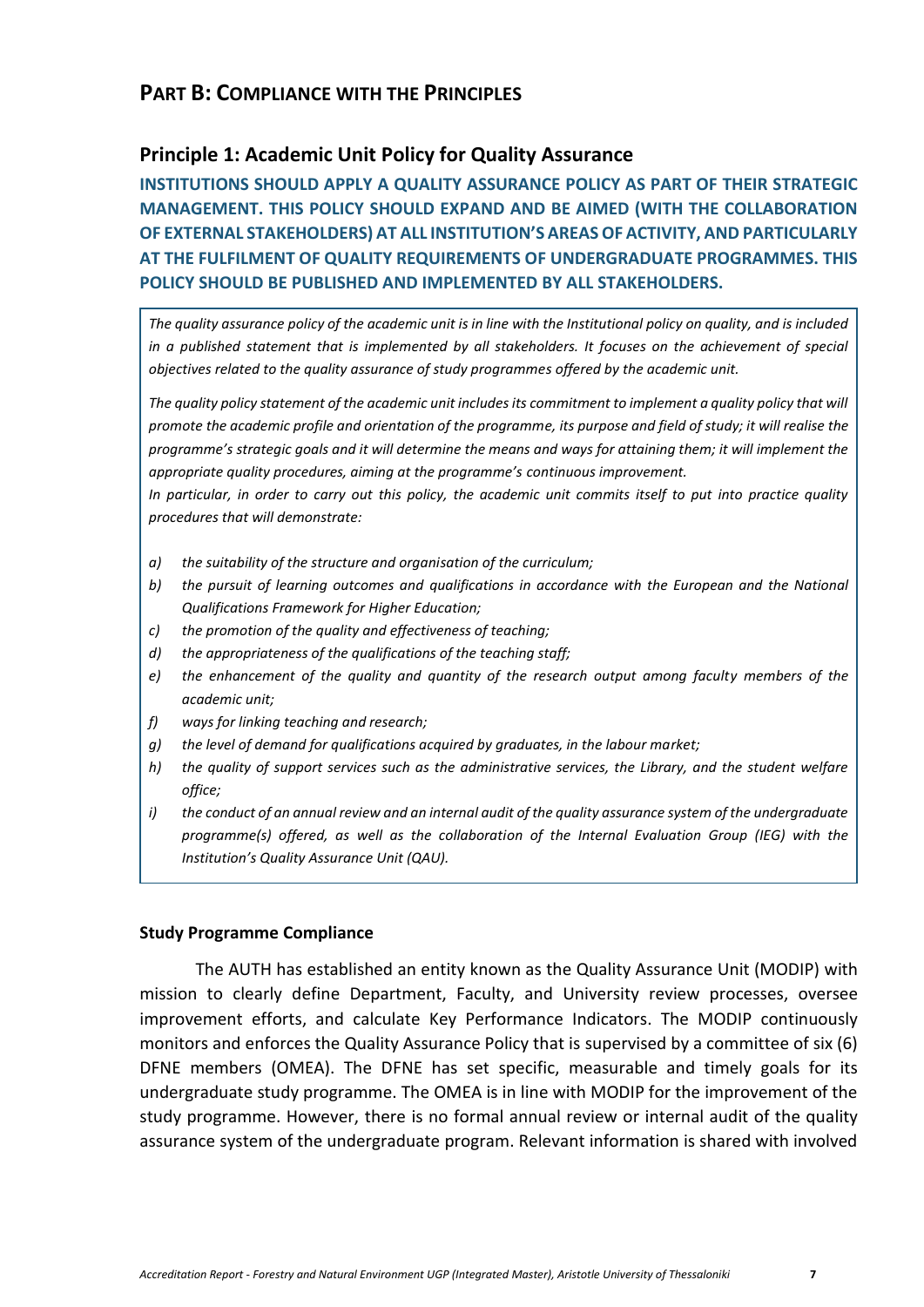## PART B: COMPLIANCE WITH THE PRINCIPLES

### Principle 1: Academic Unit Policy for Quality Assurance

**INSTITUTIONS SHOULD APPLY A QUALITY ASSURANCE POLICY AS PART OF THEIR STRATEGIC MANAGEMENT. THIS POLICY SHOULD EXPAND AND BE AIMED (WITH THE COLLABORATION OF EXTERNAL STAKEHOLDERS) AT ALL INSTITUTION'S AREAS OF ACTIVITY, AND PARTICULARLY AT THE FULFILMENT OF QUALITY REQUIREMENTS OF UNDERGRADUATE PROGRAMMES. THIS POLICY SHOULD BE PUBLISHED AND IMPLEMENTED BY ALL STAKEHOLDERS.**

*The quality assurance policy of the academic unit is in line with the Institutional policy on quality, and is included in a published statement that is implemented by all stakeholders. It focuses on the achievement of special objectives related to the quality assurance of study programmes offered by the academic unit.*

*The quality policy statement of the academic unit includes its commitment to implement a quality policy that will promote the academic profile and orientation of the programme, its purpose and field of study; it will realise the programme's strategic goals and it will determine the means and ways for attaining them; it will implement the appropriate quality procedures, aiming at the programme's continuous improvement.*

*In particular, in order to carry out this policy, the academic unit commits itself to put into practice quality procedures that will demonstrate:*

- *a) the suitability of the structure and organisation of the curriculum;*
- *b) the pursuit of learning outcomes and qualifications in accordance with the European and the National Qualifications Framework for Higher Education;*
- *c) the promotion of the quality and effectiveness of teaching;*
- *d) the appropriateness of the qualifications of the teaching staff;*
- *e) the enhancement of the quality and quantity of the research output among faculty members of the academic unit;*
- *f) ways for linking teaching and research;*
- *g) the level of demand for qualifications acquired by graduates, in the labour market;*
- *h) the quality of support services such as the administrative services, the Library, and the student welfare office;*
- *i) the conduct of an annual review and an internal audit of the quality assurance system of the undergraduate programme(s) offered, as well as the collaboration of the Internal Evaluation Group (IEG) with the Institution's Quality Assurance Unit (QAU).*

**Study Programme Compliance**

The AUTH has established an entity known as the Quality Assurance Unit (MODIP) with mission to clearly define Department, Faculty, and University review processes, oversee improvement efforts, and calculate Key Performance Indicators. The MODIP continuously monitors and enforces the Quality Assurance Policy that is supervised by a committee of six (6) DFNE members (OMEA). The DFNE has set specific, measurable and timely goals for its undergraduate study programme. The OMEA is in line with MODIP for the improvement of the study programme. However, there is no formal annual review or internal audit of the quality assurance system of the undergraduate program. Relevant information is shared with involved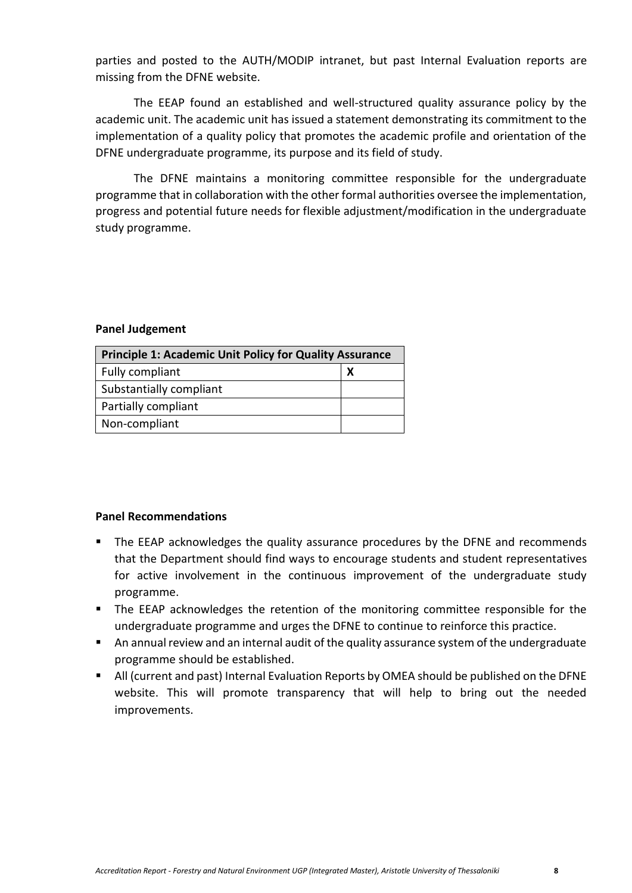parties and posted to the AUTH/MODIP intranet, but past Internal Evaluation reports are missing from the DFNE website.

The EEAP found an established and well-structured quality assurance policy by the academic unit. The academic unit has issued a statement demonstrating its commitment to the implementation of a quality policy that promotes the academic profile and orientation of the DFNE undergraduate programme, its purpose and its field of study.

The DFNE maintains a monitoring committee responsible for the undergraduate programme that in collaboration with the other formal authorities oversee the implementation, progress and potential future needs for flexible adjustment/modification in the undergraduate study programme.

**Panel Judgement**

| Principle 1: Academic Unit Policy for Quality Assurance | |
|---|---|
| Fully compliant | X |
| Substantially compliant | |
| Partially compliant | |
| Non-compliant | |

**Panel Recommendations**

- The EEAP acknowledges the quality assurance procedures by the DFNE and recommends that the Department should find ways to encourage students and student representatives for active involvement in the continuous improvement of the undergraduate study programme.
- The EEAP acknowledges the retention of the monitoring committee responsible for the undergraduate programme and urges the DFNE to continue to reinforce this practice.
- An annual review and an internal audit of the quality assurance system of the undergraduate programme should be established.
- All (current and past) Internal Evaluation Reports by OMEA should be published on the DFNE website. This will promote transparency that will help to bring out the needed improvements.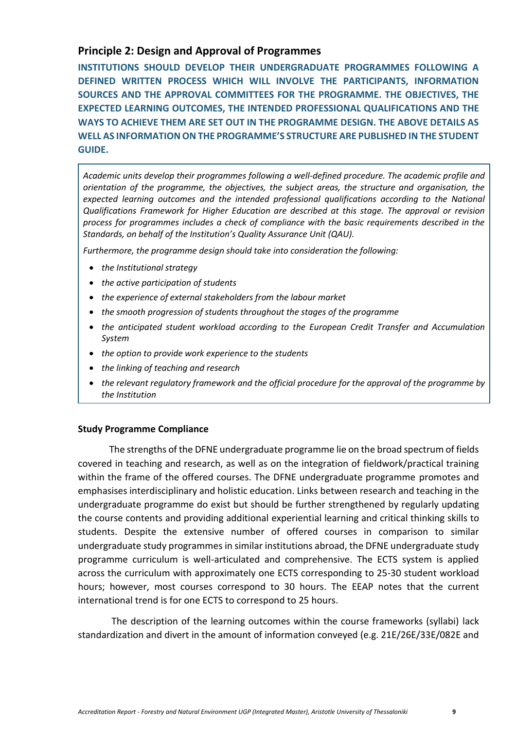## Principle 2: Design and Approval of Programmes

**INSTITUTIONS SHOULD DEVELOP THEIR UNDERGRADUATE PROGRAMMES FOLLOWING A DEFINED WRITTEN PROCESS WHICH WILL INVOLVE THE PARTICIPANTS, INFORMATION SOURCES AND THE APPROVAL COMMITTEES FOR THE PROGRAMME. THE OBJECTIVES, THE EXPECTED LEARNING OUTCOMES, THE INTENDED PROFESSIONAL QUALIFICATIONS AND THE WAYS TO ACHIEVE THEM ARE SET OUT IN THE PROGRAMME DESIGN. THE ABOVE DETAILS AS WELL AS INFORMATION ON THE PROGRAMME'S STRUCTURE ARE PUBLISHED IN THE STUDENT GUIDE.**

*Academic units develop their programmes following a well-defined procedure. The academic profile and orientation of the programme, the objectives, the subject areas, the structure and organisation, the expected learning outcomes and the intended professional qualifications according to the National Qualifications Framework for Higher Education are described at this stage. The approval or revision process for programmes includes a check of compliance with the basic requirements described in the Standards, on behalf of the Institution's Quality Assurance Unit (QAU).*

*Furthermore, the programme design should take into consideration the following:*

- *the Institutional strategy*
- *the active participation of students*
- *the experience of external stakeholders from the labour market*
- *the smooth progression of students throughout the stages of the programme*
- *the anticipated student workload according to the European Credit Transfer and Accumulation System*
- *the option to provide work experience to the students*
- *the linking of teaching and research*
- *the relevant regulatory framework and the official procedure for the approval of the programme by the Institution*

**Study Programme Compliance**

The strengths of the DFNE undergraduate programme lie on the broad spectrum of fields covered in teaching and research, as well as on the integration of fieldwork/practical training within the frame of the offered courses. The DFNE undergraduate programme promotes and emphasises interdisciplinary and holistic education. Links between research and teaching in the undergraduate programme do exist but should be further strengthened by regularly updating the course contents and providing additional experiential learning and critical thinking skills to students. Despite the extensive number of offered courses in comparison to similar undergraduate study programmes in similar institutions abroad, the DFNE undergraduate study programme curriculum is well-articulated and comprehensive. The ECTS system is applied across the curriculum with approximately one ECTS corresponding to 25-30 student workload hours; however, most courses correspond to 30 hours. The EEAP notes that the current international trend is for one ECTS to correspond to 25 hours.

The description of the learning outcomes within the course frameworks (syllabi) lack standardization and divert in the amount of information conveyed (e.g. 21E/26E/33E/082E and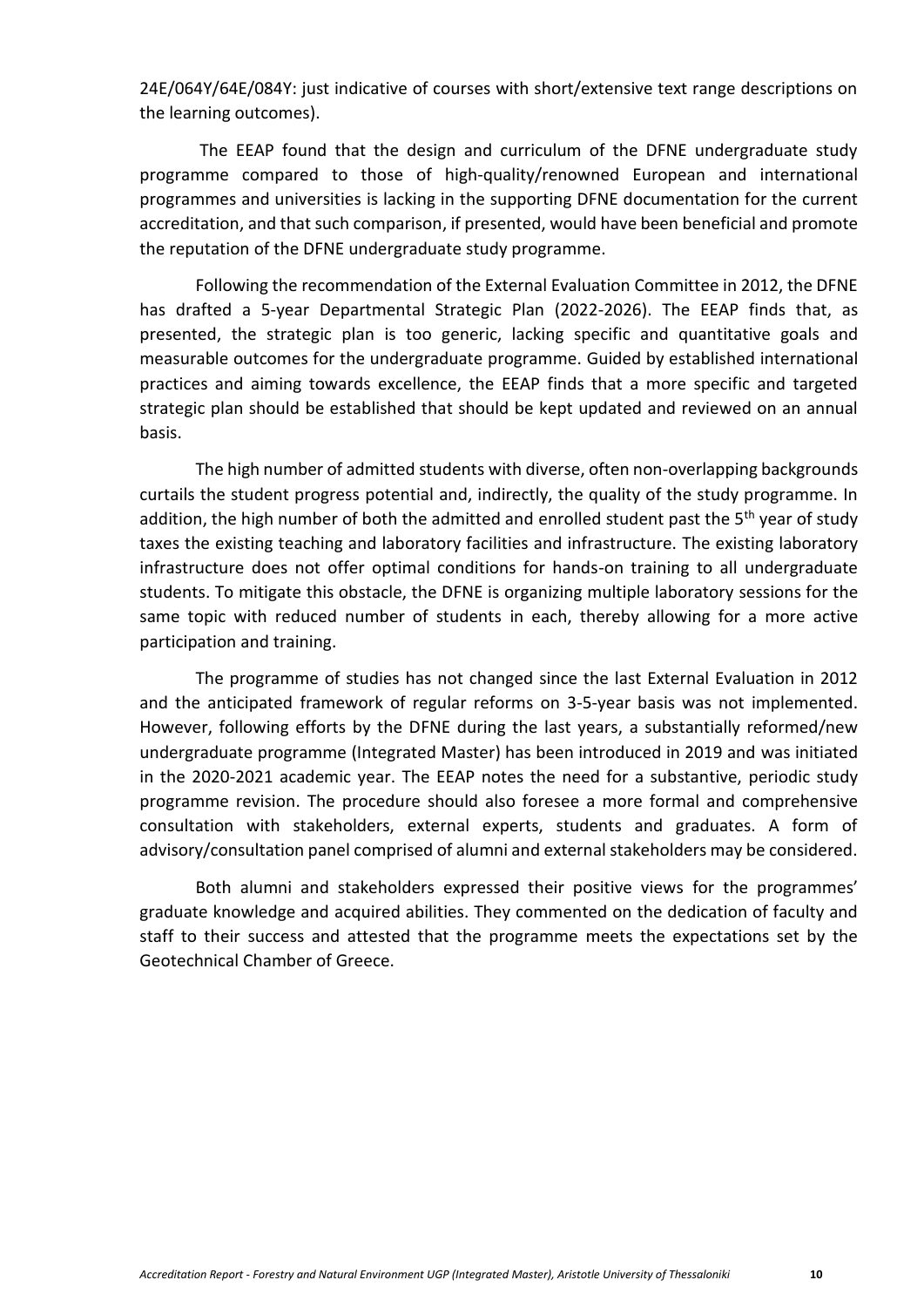24E/064Y/64E/084Y: just indicative of courses with short/extensive text range descriptions on the learning outcomes).

The EEAP found that the design and curriculum of the DFNE undergraduate study programme compared to those of high-quality/renowned European and international programmes and universities is lacking in the supporting DFNE documentation for the current accreditation, and that such comparison, if presented, would have been beneficial and promote the reputation of the DFNE undergraduate study programme.

Following the recommendation of the External Evaluation Committee in 2012, the DFNE has drafted a 5-year Departmental Strategic Plan (2022-2026). The EEAP finds that, as presented, the strategic plan is too generic, lacking specific and quantitative goals and measurable outcomes for the undergraduate programme. Guided by established international practices and aiming towards excellence, the EEAP finds that a more specific and targeted strategic plan should be established that should be kept updated and reviewed on an annual basis.

The high number of admitted students with diverse, often non-overlapping backgrounds curtails the student progress potential and, indirectly, the quality of the study programme. In addition, the high number of both the admitted and enrolled student past the 5th year of study taxes the existing teaching and laboratory facilities and infrastructure. The existing laboratory infrastructure does not offer optimal conditions for hands-on training to all undergraduate students. To mitigate this obstacle, the DFNE is organizing multiple laboratory sessions for the same topic with reduced number of students in each, thereby allowing for a more active participation and training.

The programme of studies has not changed since the last External Evaluation in 2012 and the anticipated framework of regular reforms on 3-5-year basis was not implemented. However, following efforts by the DFNE during the last years, a substantially reformed/new undergraduate programme (Integrated Master) has been introduced in 2019 and was initiated in the 2020-2021 academic year. The EEAP notes the need for a substantive, periodic study programme revision. The procedure should also foresee a more formal and comprehensive consultation with stakeholders, external experts, students and graduates. A form of advisory/consultation panel comprised of alumni and external stakeholders may be considered.

Both alumni and stakeholders expressed their positive views for the programmes' graduate knowledge and acquired abilities. They commented on the dedication of faculty and staff to their success and attested that the programme meets the expectations set by the Geotechnical Chamber of Greece.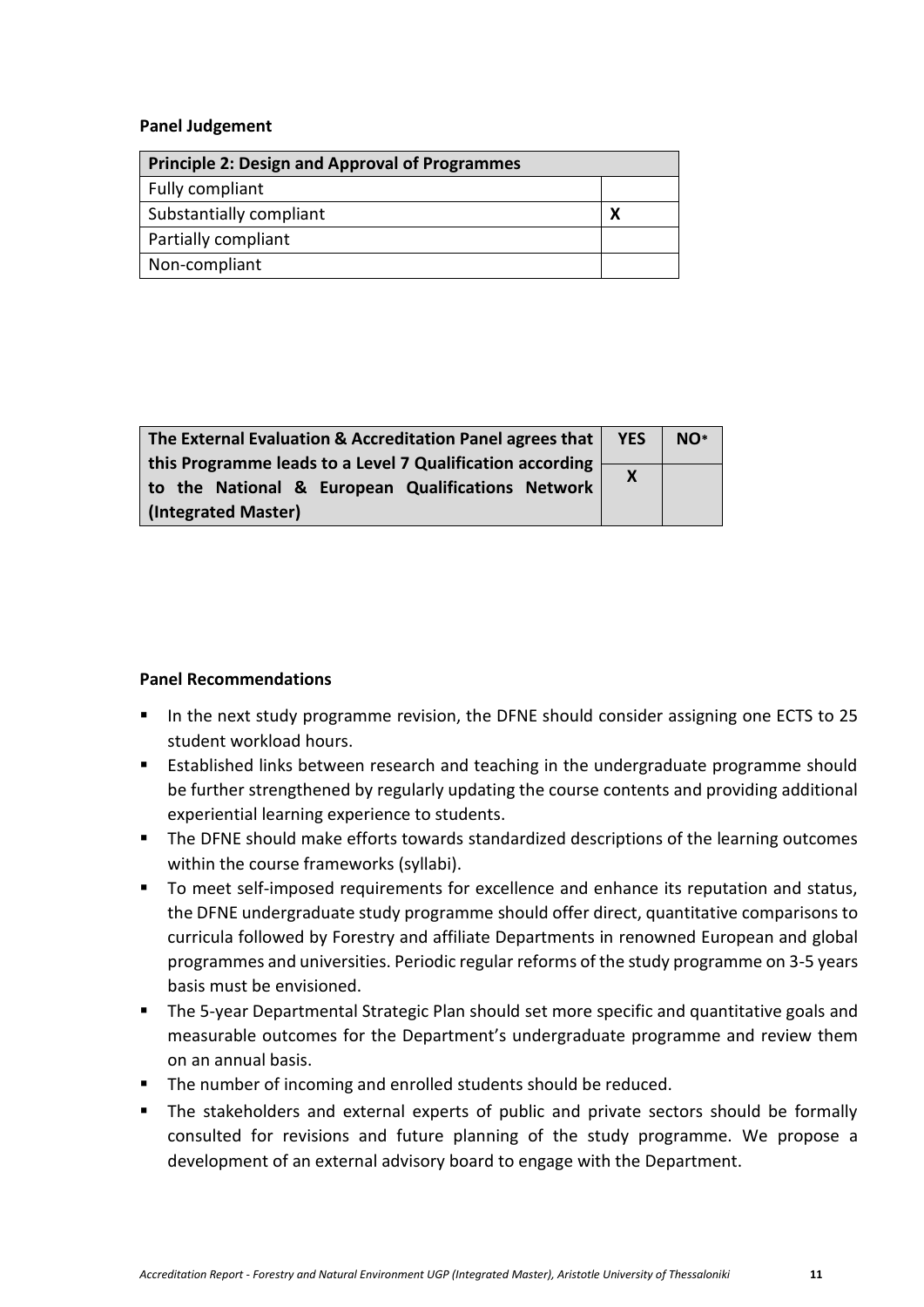**Panel Judgement**

| Principle 2: Design and Approval of Programmes | |
|---|---|
| Fully compliant | |
| Substantially compliant | X |
| Partially compliant | |
| Non-compliant | |

| The External Evaluation & Accreditation Panel agrees that this Programme leads to a Level 7 Qualification according to the National & European Qualifications Network (Integrated Master) | YES | NO* |
|---|---|---|
| | X | |

**Panel Recommendations**

- In the next study programme revision, the DFNE should consider assigning one ECTS to 25 student workload hours.
- Established links between research and teaching in the undergraduate programme should be further strengthened by regularly updating the course contents and providing additional experiential learning experience to students.
- The DFNE should make efforts towards standardized descriptions of the learning outcomes within the course frameworks (syllabi).
- To meet self-imposed requirements for excellence and enhance its reputation and status, the DFNE undergraduate study programme should offer direct, quantitative comparisons to curricula followed by Forestry and affiliate Departments in renowned European and global programmes and universities. Periodic regular reforms of the study programme on 3-5 years basis must be envisioned.
- The 5-year Departmental Strategic Plan should set more specific and quantitative goals and measurable outcomes for the Department's undergraduate programme and review them on an annual basis.
- The number of incoming and enrolled students should be reduced.
- The stakeholders and external experts of public and private sectors should be formally consulted for revisions and future planning of the study programme. We propose a development of an external advisory board to engage with the Department.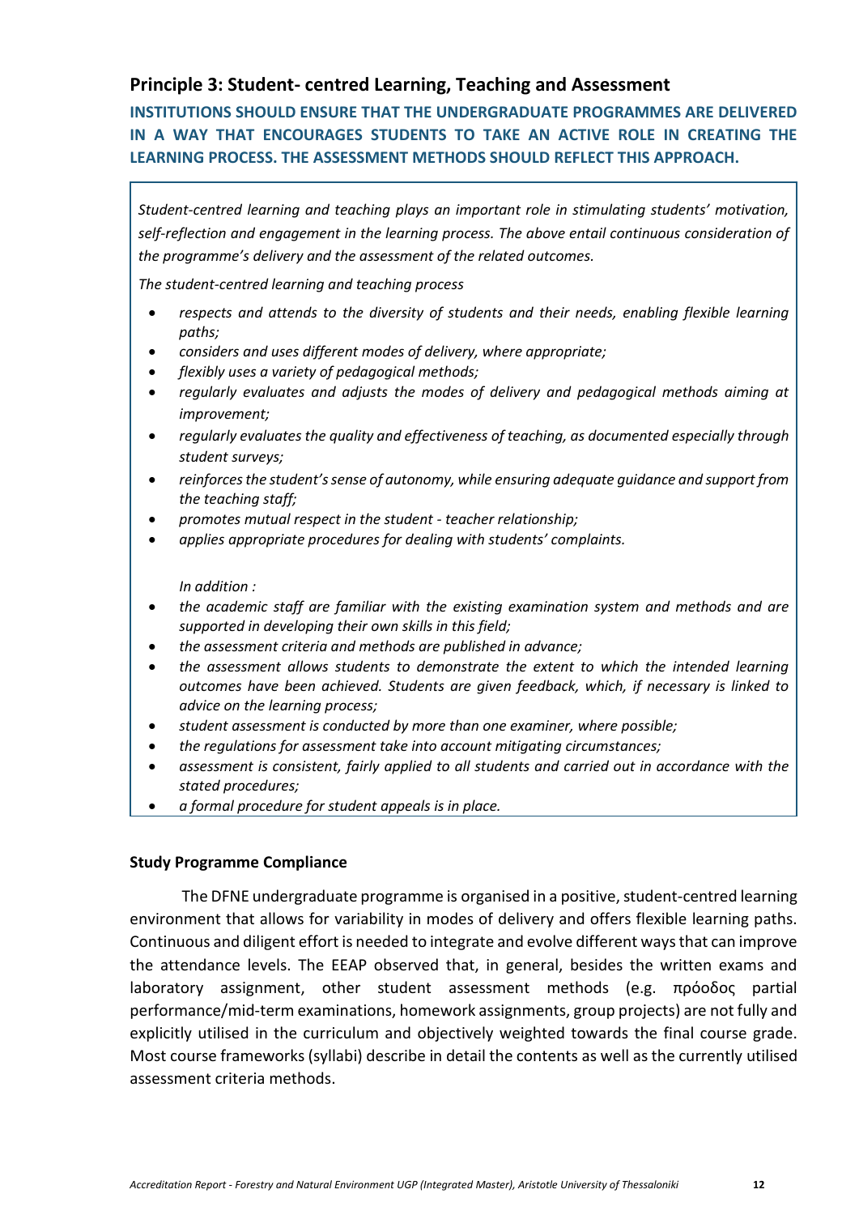## Principle 3: Student- centred Learning, Teaching and Assessment

**INSTITUTIONS SHOULD ENSURE THAT THE UNDERGRADUATE PROGRAMMES ARE DELIVERED IN A WAY THAT ENCOURAGES STUDENTS TO TAKE AN ACTIVE ROLE IN CREATING THE LEARNING PROCESS. THE ASSESSMENT METHODS SHOULD REFLECT THIS APPROACH.**

*Student-centred learning and teaching plays an important role in stimulating students' motivation, self-reflection and engagement in the learning process. The above entail continuous consideration of the programme's delivery and the assessment of the related outcomes.*

*The student-centred learning and teaching process*

- *respects and attends to the diversity of students and their needs, enabling flexible learning paths;*
- *considers and uses different modes of delivery, where appropriate;*
- *flexibly uses a variety of pedagogical methods;*
- *regularly evaluates and adjusts the modes of delivery and pedagogical methods aiming at improvement;*
- *regularly evaluates the quality and effectiveness of teaching, as documented especially through student surveys;*
- *reinforces the student's sense of autonomy, while ensuring adequate guidance and support from the teaching staff;*
- *promotes mutual respect in the student - teacher relationship;*
- *applies appropriate procedures for dealing with students' complaints.*

*In addition :*

- *the academic staff are familiar with the existing examination system and methods and are supported in developing their own skills in this field;*
- *the assessment criteria and methods are published in advance;*
- *the assessment allows students to demonstrate the extent to which the intended learning outcomes have been achieved. Students are given feedback, which, if necessary is linked to advice on the learning process;*
- *student assessment is conducted by more than one examiner, where possible;*
- *the regulations for assessment take into account mitigating circumstances;*
- *assessment is consistent, fairly applied to all students and carried out in accordance with the stated procedures;*
- *a formal procedure for student appeals is in place.*

**Study Programme Compliance**

The DFNE undergraduate programme is organised in a positive, student-centred learning environment that allows for variability in modes of delivery and offers flexible learning paths. Continuous and diligent effort is needed to integrate and evolve different ways that can improve the attendance levels. The EEAP observed that, in general, besides the written exams and laboratory assignment, other student assessment methods (e.g. πρόοδος partial performance/mid-term examinations, homework assignments, group projects) are not fully and explicitly utilised in the curriculum and objectively weighted towards the final course grade. Most course frameworks (syllabi) describe in detail the contents as well as the currently utilised assessment criteria methods.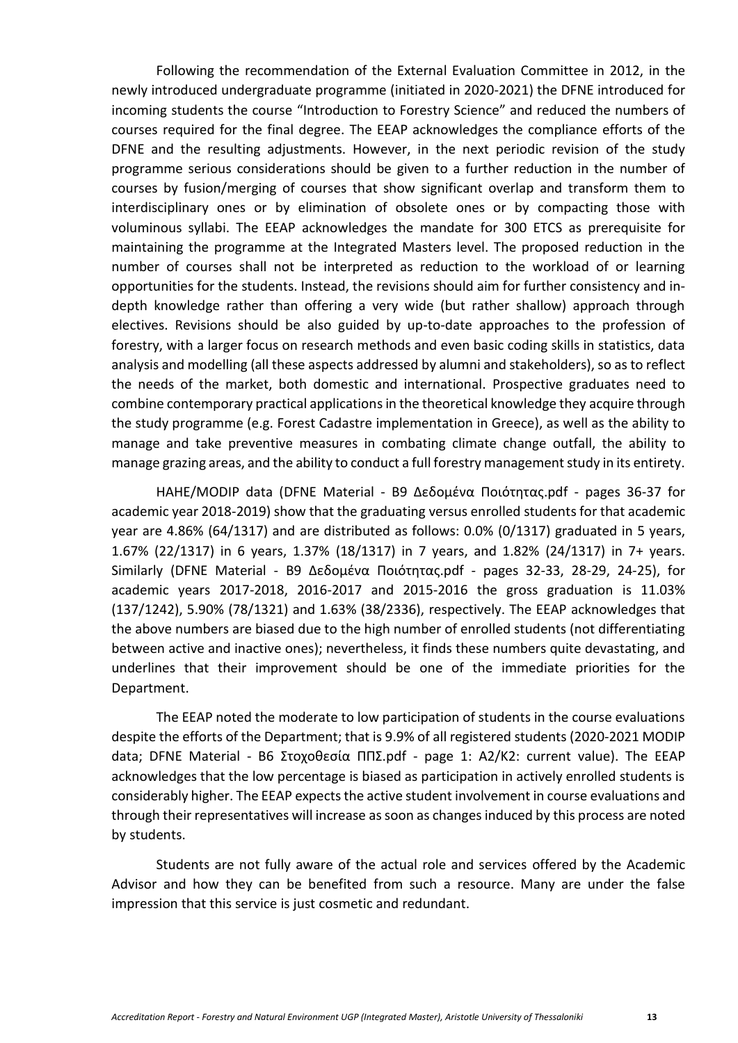Following the recommendation of the External Evaluation Committee in 2012, in the newly introduced undergraduate programme (initiated in 2020-2021) the DFNE introduced for incoming students the course "Introduction to Forestry Science" and reduced the numbers of courses required for the final degree. The EEAP acknowledges the compliance efforts of the DFNE and the resulting adjustments. However, in the next periodic revision of the study programme serious considerations should be given to a further reduction in the number of courses by fusion/merging of courses that show significant overlap and transform them to interdisciplinary ones or by elimination of obsolete ones or by compacting those with voluminous syllabi. The EEAP acknowledges the mandate for 300 ETCS as prerequisite for maintaining the programme at the Integrated Masters level. The proposed reduction in the number of courses shall not be interpreted as reduction to the workload of or learning opportunities for the students. Instead, the revisions should aim for further consistency and in-depth knowledge rather than offering a very wide (but rather shallow) approach through electives. Revisions should be also guided by up-to-date approaches to the profession of forestry, with a larger focus on research methods and even basic coding skills in statistics, data analysis and modelling (all these aspects addressed by alumni and stakeholders), so as to reflect the needs of the market, both domestic and international. Prospective graduates need to combine contemporary practical applications in the theoretical knowledge they acquire through the study programme (e.g. Forest Cadastre implementation in Greece), as well as the ability to manage and take preventive measures in combating climate change outfall, the ability to manage grazing areas, and the ability to conduct a full forestry management study in its entirety.

HAHE/MODIP data (DFNE Material - B9 Δεδομένα Ποιότητας.pdf - pages 36-37 for academic year 2018-2019) show that the graduating versus enrolled students for that academic year are 4.86% (64/1317) and are distributed as follows: 0.0% (0/1317) graduated in 5 years, 1.67% (22/1317) in 6 years, 1.37% (18/1317) in 7 years, and 1.82% (24/1317) in 7+ years. Similarly (DFNE Material - B9 Δεδομένα Ποιότητας.pdf - pages 32-33, 28-29, 24-25), for academic years 2017-2018, 2016-2017 and 2015-2016 the gross graduation is 11.03% (137/1242), 5.90% (78/1321) and 1.63% (38/2336), respectively. The EEAP acknowledges that the above numbers are biased due to the high number of enrolled students (not differentiating between active and inactive ones); nevertheless, it finds these numbers quite devastating, and underlines that their improvement should be one of the immediate priorities for the Department.

The EEAP noted the moderate to low participation of students in the course evaluations despite the efforts of the Department; that is 9.9% of all registered students (2020-2021 MODIP data; DFNE Material - B6 Στοχοθεσία ΠΠΣ.pdf - page 1: A2/K2: current value). The EEAP acknowledges that the low percentage is biased as participation in actively enrolled students is considerably higher. The EEAP expects the active student involvement in course evaluations and through their representatives will increase as soon as changes induced by this process are noted by students.

Students are not fully aware of the actual role and services offered by the Academic Advisor and how they can be benefited from such a resource. Many are under the false impression that this service is just cosmetic and redundant.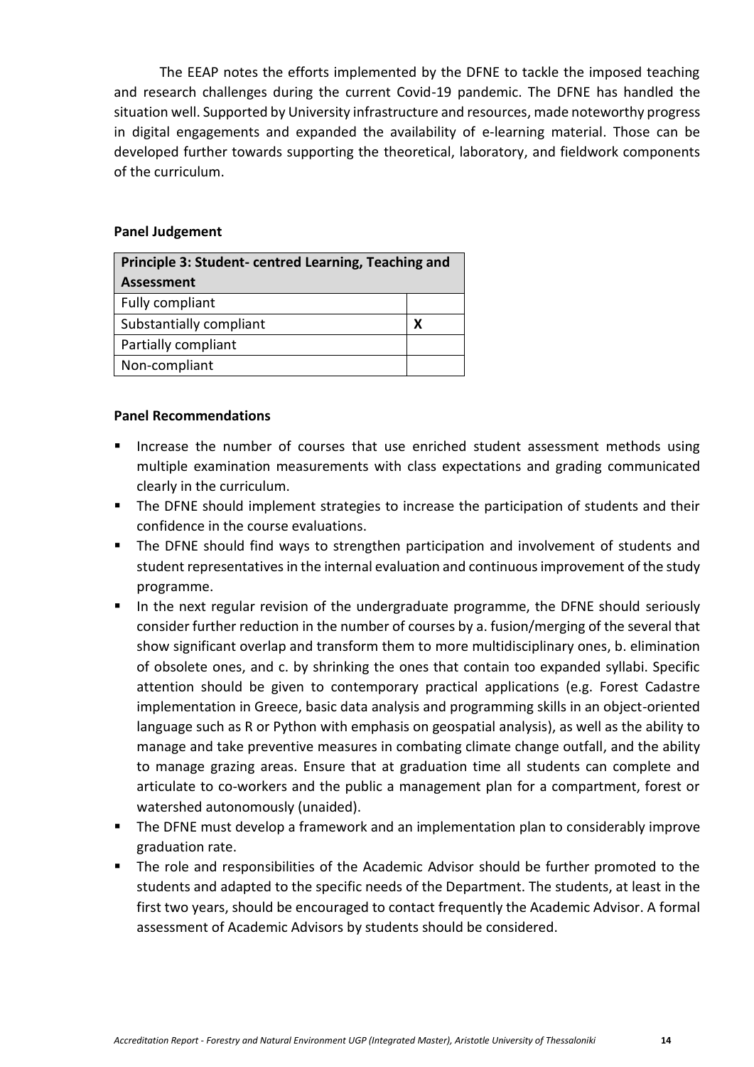The EEAP notes the efforts implemented by the DFNE to tackle the imposed teaching and research challenges during the current Covid-19 pandemic. The DFNE has handled the situation well. Supported by University infrastructure and resources, made noteworthy progress in digital engagements and expanded the availability of e-learning material. Those can be developed further towards supporting the theoretical, laboratory, and fieldwork components of the curriculum.

**Panel Judgement**

| Principle 3: Student- centred Learning, Teaching and Assessment | |
|---|---|
| Fully compliant | |
| Substantially compliant | X |
| Partially compliant | |
| Non-compliant | |

**Panel Recommendations**

- Increase the number of courses that use enriched student assessment methods using multiple examination measurements with class expectations and grading communicated clearly in the curriculum.
- The DFNE should implement strategies to increase the participation of students and their confidence in the course evaluations.
- The DFNE should find ways to strengthen participation and involvement of students and student representatives in the internal evaluation and continuous improvement of the study programme.
- In the next regular revision of the undergraduate programme, the DFNE should seriously consider further reduction in the number of courses by a. fusion/merging of the several that show significant overlap and transform them to more multidisciplinary ones, b. elimination of obsolete ones, and c. by shrinking the ones that contain too expanded syllabi. Specific attention should be given to contemporary practical applications (e.g. Forest Cadastre implementation in Greece, basic data analysis and programming skills in an object-oriented language such as R or Python with emphasis on geospatial analysis), as well as the ability to manage and take preventive measures in combating climate change outfall, and the ability to manage grazing areas. Ensure that at graduation time all students can complete and articulate to co-workers and the public a management plan for a compartment, forest or watershed autonomously (unaided).
- The DFNE must develop a framework and an implementation plan to considerably improve graduation rate.
- The role and responsibilities of the Academic Advisor should be further promoted to the students and adapted to the specific needs of the Department. The students, at least in the first two years, should be encouraged to contact frequently the Academic Advisor. A formal assessment of Academic Advisors by students should be considered.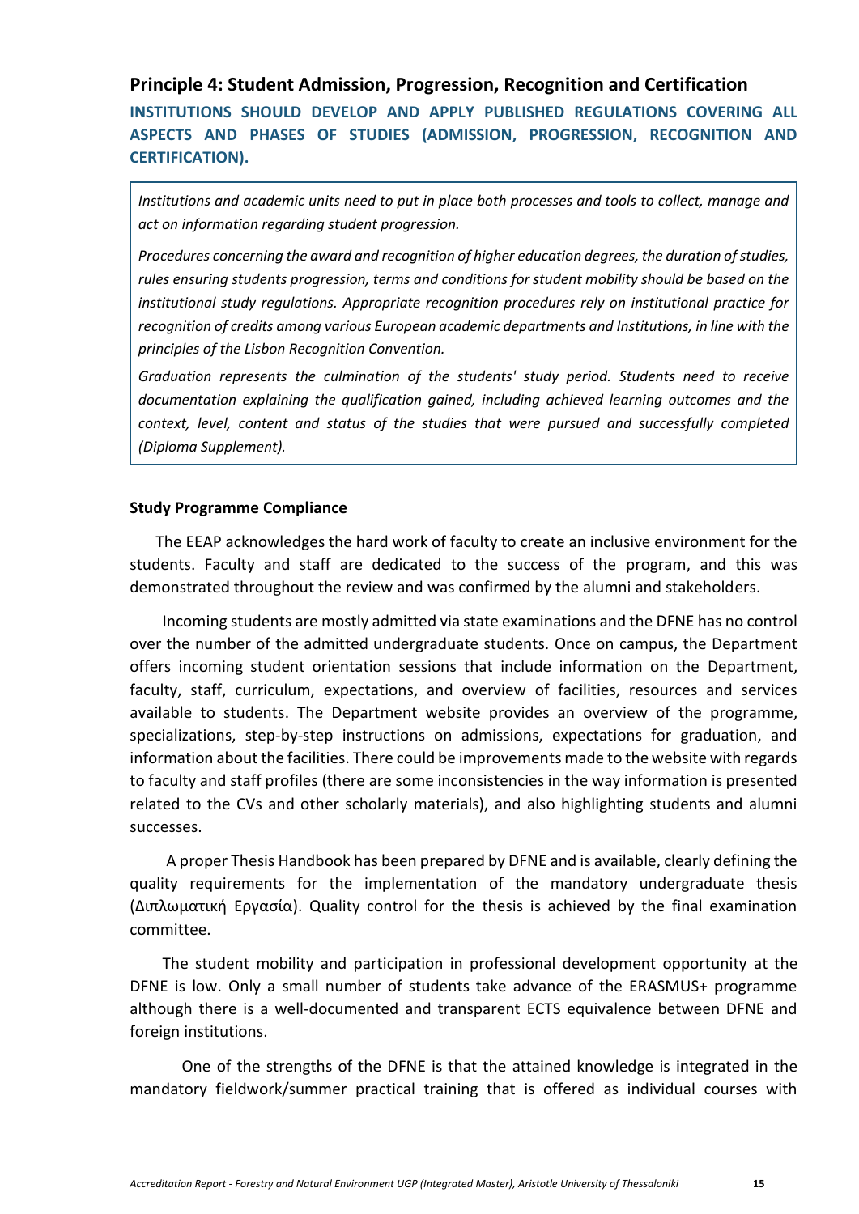## Principle 4: Student Admission, Progression, Recognition and Certification

**INSTITUTIONS SHOULD DEVELOP AND APPLY PUBLISHED REGULATIONS COVERING ALL ASPECTS AND PHASES OF STUDIES (ADMISSION, PROGRESSION, RECOGNITION AND CERTIFICATION).**

> *Institutions and academic units need to put in place both processes and tools to collect, manage and act on information regarding student progression.*
>
> *Procedures concerning the award and recognition of higher education degrees, the duration of studies, rules ensuring students progression, terms and conditions for student mobility should be based on the institutional study regulations. Appropriate recognition procedures rely on institutional practice for recognition of credits among various European academic departments and Institutions, in line with the principles of the Lisbon Recognition Convention.*
>
> *Graduation represents the culmination of the students' study period. Students need to receive documentation explaining the qualification gained, including achieved learning outcomes and the context, level, content and status of the studies that were pursued and successfully completed (Diploma Supplement).*

**Study Programme Compliance**

The EEAP acknowledges the hard work of faculty to create an inclusive environment for the students. Faculty and staff are dedicated to the success of the program, and this was demonstrated throughout the review and was confirmed by the alumni and stakeholders.

Incoming students are mostly admitted via state examinations and the DFNE has no control over the number of the admitted undergraduate students. Once on campus, the Department offers incoming student orientation sessions that include information on the Department, faculty, staff, curriculum, expectations, and overview of facilities, resources and services available to students. The Department website provides an overview of the programme, specializations, step-by-step instructions on admissions, expectations for graduation, and information about the facilities. There could be improvements made to the website with regards to faculty and staff profiles (there are some inconsistencies in the way information is presented related to the CVs and other scholarly materials), and also highlighting students and alumni successes.

A proper Thesis Handbook has been prepared by DFNE and is available, clearly defining the quality requirements for the implementation of the mandatory undergraduate thesis (Διπλωματική Εργασία). Quality control for the thesis is achieved by the final examination committee.

The student mobility and participation in professional development opportunity at the DFNE is low. Only a small number of students take advance of the ERASMUS+ programme although there is a well-documented and transparent ECTS equivalence between DFNE and foreign institutions.

One of the strengths of the DFNE is that the attained knowledge is integrated in the mandatory fieldwork/summer practical training that is offered as individual courses with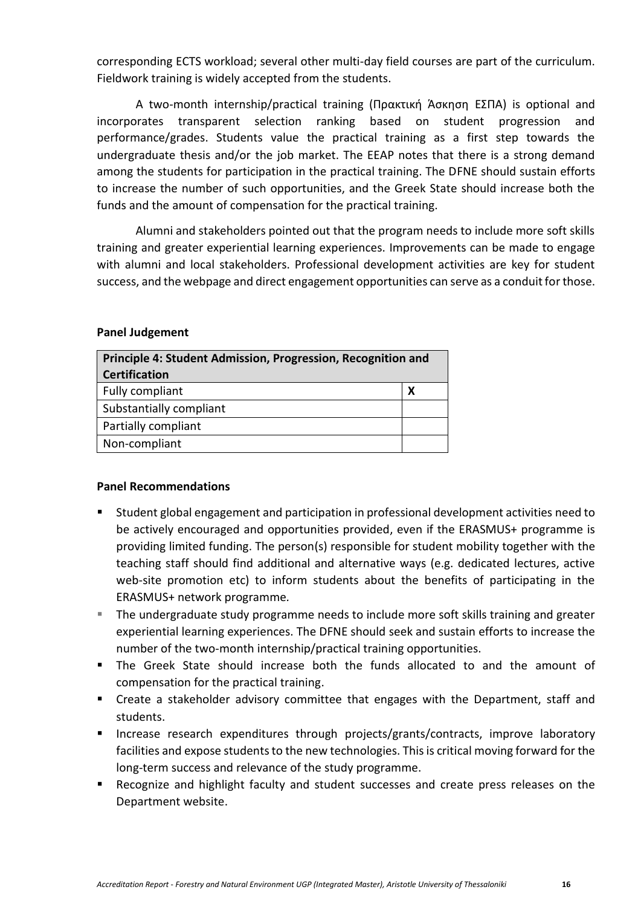corresponding ECTS workload; several other multi-day field courses are part of the curriculum. Fieldwork training is widely accepted from the students.

A two-month internship/practical training (Πρακτική Άσκηση ΕΣΠΑ) is optional and incorporates transparent selection ranking based on student progression and performance/grades. Students value the practical training as a first step towards the undergraduate thesis and/or the job market. The EEAP notes that there is a strong demand among the students for participation in the practical training. The DFNE should sustain efforts to increase the number of such opportunities, and the Greek State should increase both the funds and the amount of compensation for the practical training.

Alumni and stakeholders pointed out that the program needs to include more soft skills training and greater experiential learning experiences. Improvements can be made to engage with alumni and local stakeholders. Professional development activities are key for student success, and the webpage and direct engagement opportunities can serve as a conduit for those.

**Panel Judgement**

| **Principle 4: Student Admission, Progression, Recognition and Certification** | |
|---|---|
| Fully compliant | **X** |
| Substantially compliant | |
| Partially compliant | |
| Non-compliant | |

**Panel Recommendations**

- Student global engagement and participation in professional development activities need to be actively encouraged and opportunities provided, even if the ERASMUS+ programme is providing limited funding. The person(s) responsible for student mobility together with the teaching staff should find additional and alternative ways (e.g. dedicated lectures, active web-site promotion etc) to inform students about the benefits of participating in the ERASMUS+ network programme*.*
- The undergraduate study programme needs to include more soft skills training and greater experiential learning experiences. The DFNE should seek and sustain efforts to increase the number of the two-month internship/practical training opportunities.
- The Greek State should increase both the funds allocated to and the amount of compensation for the practical training.
- Create a stakeholder advisory committee that engages with the Department, staff and students.
- Increase research expenditures through projects/grants/contracts, improve laboratory facilities and expose students to the new technologies. This is critical moving forward for the long-term success and relevance of the study programme.
- Recognize and highlight faculty and student successes and create press releases on the Department website.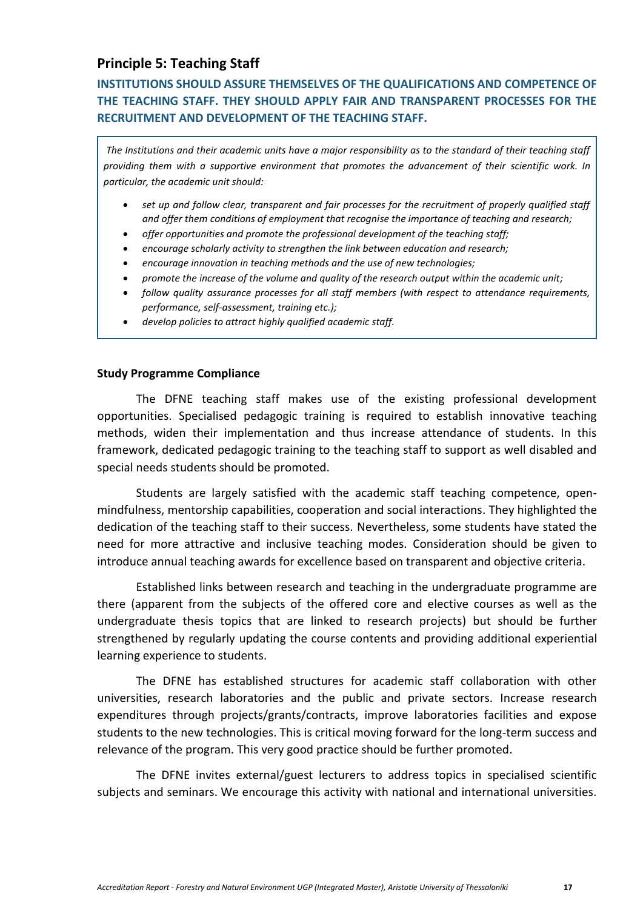## Principle 5: Teaching Staff

**INSTITUTIONS SHOULD ASSURE THEMSELVES OF THE QUALIFICATIONS AND COMPETENCE OF THE TEACHING STAFF. THEY SHOULD APPLY FAIR AND TRANSPARENT PROCESSES FOR THE RECRUITMENT AND DEVELOPMENT OF THE TEACHING STAFF.**

*The Institutions and their academic units have a major responsibility as to the standard of their teaching staff providing them with a supportive environment that promotes the advancement of their scientific work. In particular, the academic unit should:*

- *set up and follow clear, transparent and fair processes for the recruitment of properly qualified staff and offer them conditions of employment that recognise the importance of teaching and research;*
- *offer opportunities and promote the professional development of the teaching staff;*
- *encourage scholarly activity to strengthen the link between education and research;*
- *encourage innovation in teaching methods and the use of new technologies;*
- *promote the increase of the volume and quality of the research output within the academic unit;*
- *follow quality assurance processes for all staff members (with respect to attendance requirements, performance, self-assessment, training etc.);*
- *develop policies to attract highly qualified academic staff.*

**Study Programme Compliance**

The DFNE teaching staff makes use of the existing professional development opportunities. Specialised pedagogic training is required to establish innovative teaching methods, widen their implementation and thus increase attendance of students. In this framework, dedicated pedagogic training to the teaching staff to support as well disabled and special needs students should be promoted.

Students are largely satisfied with the academic staff teaching competence, open-mindfulness, mentorship capabilities, cooperation and social interactions. They highlighted the dedication of the teaching staff to their success. Nevertheless, some students have stated the need for more attractive and inclusive teaching modes. Consideration should be given to introduce annual teaching awards for excellence based on transparent and objective criteria.

Established links between research and teaching in the undergraduate programme are there (apparent from the subjects of the offered core and elective courses as well as the undergraduate thesis topics that are linked to research projects) but should be further strengthened by regularly updating the course contents and providing additional experiential learning experience to students.

The DFNE has established structures for academic staff collaboration with other universities, research laboratories and the public and private sectors. Increase research expenditures through projects/grants/contracts, improve laboratories facilities and expose students to the new technologies. This is critical moving forward for the long-term success and relevance of the program. This very good practice should be further promoted.

The DFNE invites external/guest lecturers to address topics in specialised scientific subjects and seminars. We encourage this activity with national and international universities.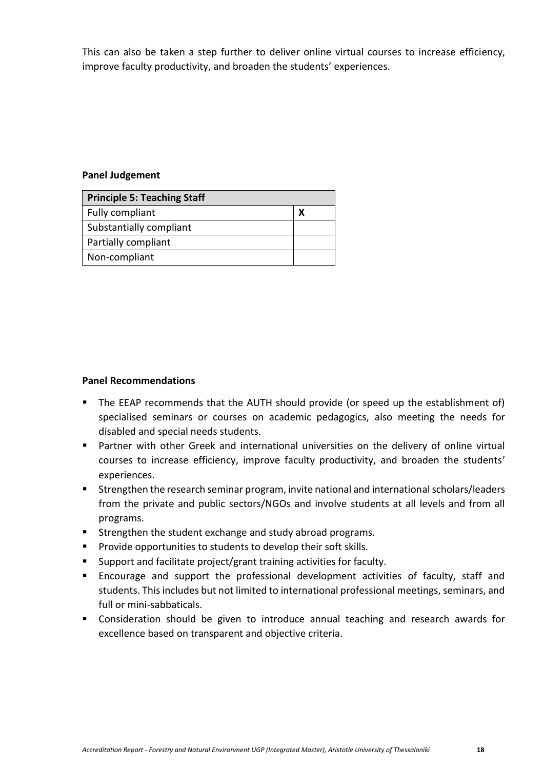This can also be taken a step further to deliver online virtual courses to increase efficiency, improve faculty productivity, and broaden the students' experiences.

**Panel Judgement**

| Principle 5: Teaching Staff | |
|---|---|
| Fully compliant | X |
| Substantially compliant | |
| Partially compliant | |
| Non-compliant | |

**Panel Recommendations**

- The EEAP recommends that the AUTH should provide (or speed up the establishment of) specialised seminars or courses on academic pedagogics, also meeting the needs for disabled and special needs students.
- Partner with other Greek and international universities on the delivery of online virtual courses to increase efficiency, improve faculty productivity, and broaden the students' experiences.
- Strengthen the research seminar program, invite national and international scholars/leaders from the private and public sectors/NGOs and involve students at all levels and from all programs.
- Strengthen the student exchange and study abroad programs.
- Provide opportunities to students to develop their soft skills.
- Support and facilitate project/grant training activities for faculty.
- Encourage and support the professional development activities of faculty, staff and students. This includes but not limited to international professional meetings, seminars, and full or mini-sabbaticals.
- Consideration should be given to introduce annual teaching and research awards for excellence based on transparent and objective criteria.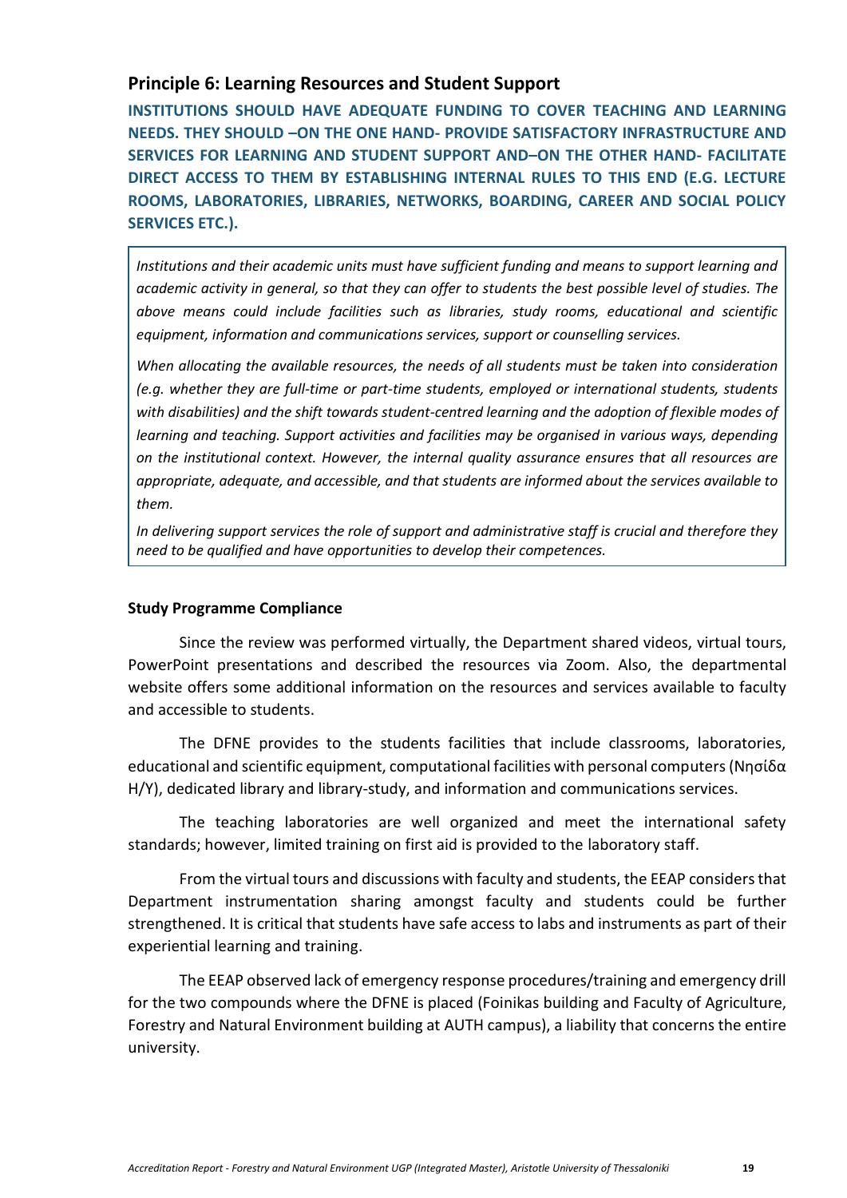## Principle 6: Learning Resources and Student Support

**INSTITUTIONS SHOULD HAVE ADEQUATE FUNDING TO COVER TEACHING AND LEARNING NEEDS. THEY SHOULD –ON THE ONE HAND- PROVIDE SATISFACTORY INFRASTRUCTURE AND SERVICES FOR LEARNING AND STUDENT SUPPORT AND–ON THE OTHER HAND- FACILITATE DIRECT ACCESS TO THEM BY ESTABLISHING INTERNAL RULES TO THIS END (E.G. LECTURE ROOMS, LABORATORIES, LIBRARIES, NETWORKS, BOARDING, CAREER AND SOCIAL POLICY SERVICES ETC.).**

*Institutions and their academic units must have sufficient funding and means to support learning and academic activity in general, so that they can offer to students the best possible level of studies. The above means could include facilities such as libraries, study rooms, educational and scientific equipment, information and communications services, support or counselling services.*

*When allocating the available resources, the needs of all students must be taken into consideration (e.g. whether they are full-time or part-time students, employed or international students, students with disabilities) and the shift towards student-centred learning and the adoption of flexible modes of learning and teaching. Support activities and facilities may be organised in various ways, depending on the institutional context. However, the internal quality assurance ensures that all resources are appropriate, adequate, and accessible, and that students are informed about the services available to them.*

*In delivering support services the role of support and administrative staff is crucial and therefore they need to be qualified and have opportunities to develop their competences.*

**Study Programme Compliance**

Since the review was performed virtually, the Department shared videos, virtual tours, PowerPoint presentations and described the resources via Zoom. Also, the departmental website offers some additional information on the resources and services available to faculty and accessible to students.

The DFNE provides to the students facilities that include classrooms, laboratories, educational and scientific equipment, computational facilities with personal computers (Νησίδα Η/Υ), dedicated library and library-study, and information and communications services.

The teaching laboratories are well organized and meet the international safety standards; however, limited training on first aid is provided to the laboratory staff.

From the virtual tours and discussions with faculty and students, the EEAP considers that Department instrumentation sharing amongst faculty and students could be further strengthened. It is critical that students have safe access to labs and instruments as part of their experiential learning and training.

The EEAP observed lack of emergency response procedures/training and emergency drill for the two compounds where the DFNE is placed (Foinikas building and Faculty of Agriculture, Forestry and Natural Environment building at AUTH campus), a liability that concerns the entire university.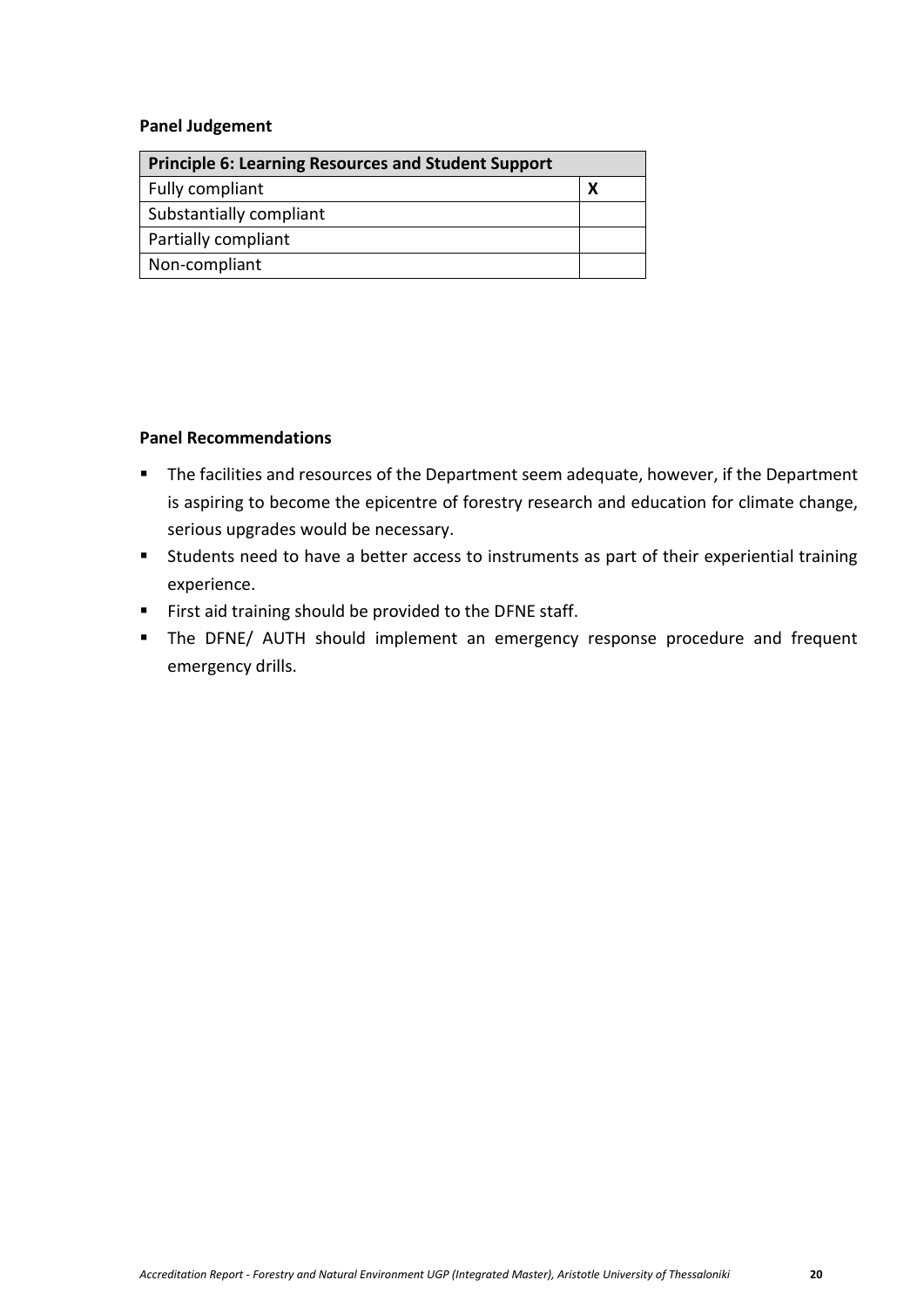**Panel Judgement**

| Principle 6: Learning Resources and Student Support | |
|---|---|
| Fully compliant | X |
| Substantially compliant | |
| Partially compliant | |
| Non-compliant | |

**Panel Recommendations**

- The facilities and resources of the Department seem adequate, however, if the Department is aspiring to become the epicentre of forestry research and education for climate change, serious upgrades would be necessary.
- Students need to have a better access to instruments as part of their experiential training experience.
- First aid training should be provided to the DFNE staff.
- The DFNE/ AUTH should implement an emergency response procedure and frequent emergency drills.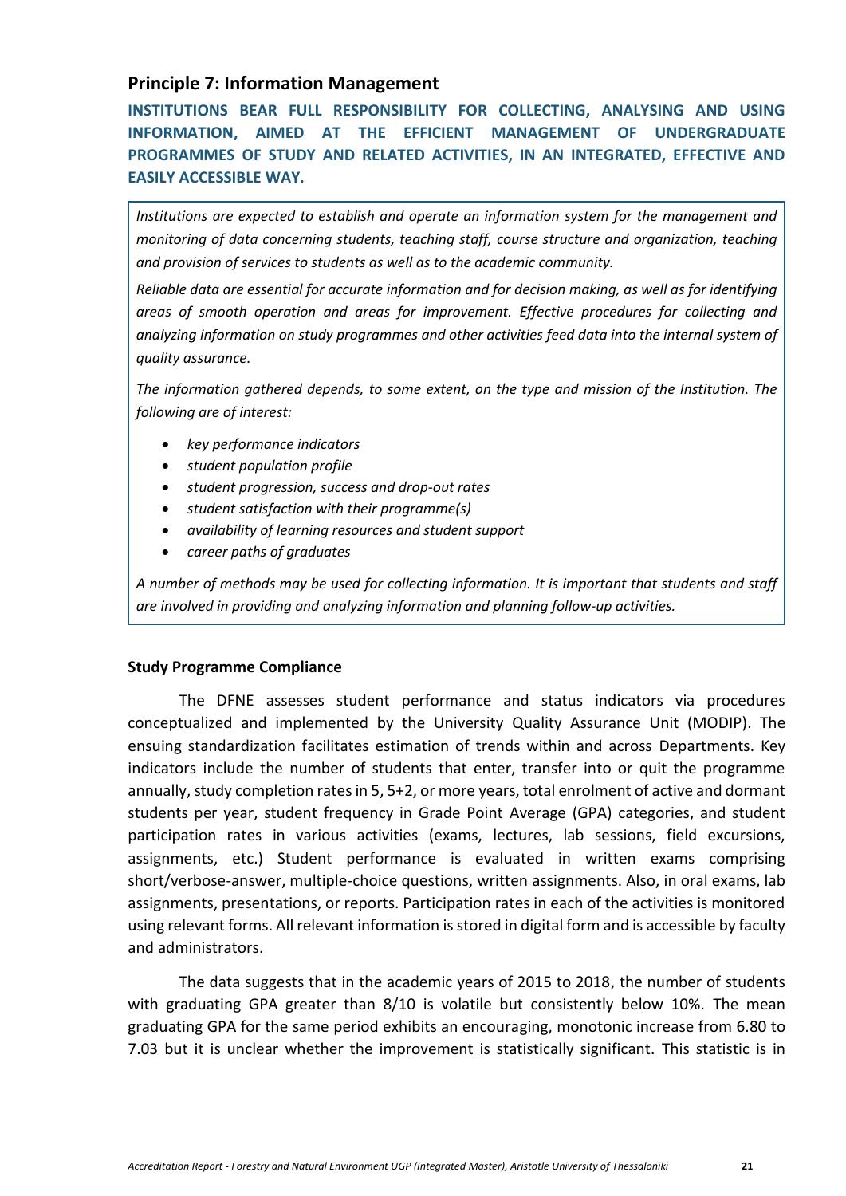## Principle 7: Information Management

**INSTITUTIONS BEAR FULL RESPONSIBILITY FOR COLLECTING, ANALYSING AND USING INFORMATION, AIMED AT THE EFFICIENT MANAGEMENT OF UNDERGRADUATE PROGRAMMES OF STUDY AND RELATED ACTIVITIES, IN AN INTEGRATED, EFFECTIVE AND EASILY ACCESSIBLE WAY.**

*Institutions are expected to establish and operate an information system for the management and monitoring of data concerning students, teaching staff, course structure and organization, teaching and provision of services to students as well as to the academic community.*

*Reliable data are essential for accurate information and for decision making, as well as for identifying areas of smooth operation and areas for improvement. Effective procedures for collecting and analyzing information on study programmes and other activities feed data into the internal system of quality assurance.*

*The information gathered depends, to some extent, on the type and mission of the Institution. The following are of interest:*

- *key performance indicators*
- *student population profile*
- *student progression, success and drop-out rates*
- *student satisfaction with their programme(s)*
- *availability of learning resources and student support*
- *career paths of graduates*

*A number of methods may be used for collecting information. It is important that students and staff are involved in providing and analyzing information and planning follow-up activities.*

**Study Programme Compliance**

The DFNE assesses student performance and status indicators via procedures conceptualized and implemented by the University Quality Assurance Unit (MODIP). The ensuing standardization facilitates estimation of trends within and across Departments. Key indicators include the number of students that enter, transfer into or quit the programme annually, study completion rates in 5, 5+2, or more years, total enrolment of active and dormant students per year, student frequency in Grade Point Average (GPA) categories, and student participation rates in various activities (exams, lectures, lab sessions, field excursions, assignments, etc.) Student performance is evaluated in written exams comprising short/verbose-answer, multiple-choice questions, written assignments. Also, in oral exams, lab assignments, presentations, or reports. Participation rates in each of the activities is monitored using relevant forms. All relevant information is stored in digital form and is accessible by faculty and administrators.

The data suggests that in the academic years of 2015 to 2018, the number of students with graduating GPA greater than 8/10 is volatile but consistently below 10%. The mean graduating GPA for the same period exhibits an encouraging, monotonic increase from 6.80 to 7.03 but it is unclear whether the improvement is statistically significant. This statistic is in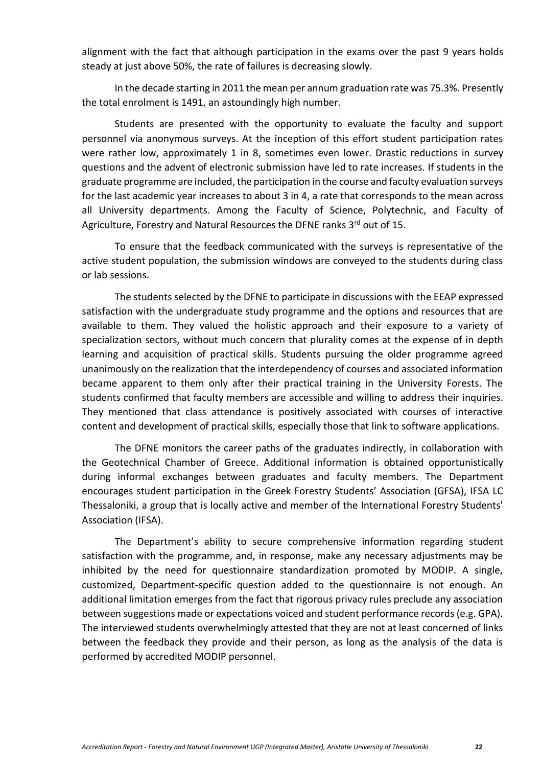alignment with the fact that although participation in the exams over the past 9 years holds steady at just above 50%, the rate of failures is decreasing slowly.

In the decade starting in 2011 the mean per annum graduation rate was 75.3%. Presently the total enrolment is 1491, an astoundingly high number.

Students are presented with the opportunity to evaluate the faculty and support personnel via anonymous surveys. At the inception of this effort student participation rates were rather low, approximately 1 in 8, sometimes even lower. Drastic reductions in survey questions and the advent of electronic submission have led to rate increases. If students in the graduate programme are included, the participation in the course and faculty evaluation surveys for the last academic year increases to about 3 in 4, a rate that corresponds to the mean across all University departments. Among the Faculty of Science, Polytechnic, and Faculty of Agriculture, Forestry and Natural Resources the DFNE ranks 3rd out of 15.

To ensure that the feedback communicated with the surveys is representative of the active student population, the submission windows are conveyed to the students during class or lab sessions.

The students selected by the DFNE to participate in discussions with the EEAP expressed satisfaction with the undergraduate study programme and the options and resources that are available to them. They valued the holistic approach and their exposure to a variety of specialization sectors, without much concern that plurality comes at the expense of in depth learning and acquisition of practical skills. Students pursuing the older programme agreed unanimously on the realization that the interdependency of courses and associated information became apparent to them only after their practical training in the University Forests. The students confirmed that faculty members are accessible and willing to address their inquiries. They mentioned that class attendance is positively associated with courses of interactive content and development of practical skills, especially those that link to software applications.

The DFNE monitors the career paths of the graduates indirectly, in collaboration with the Geotechnical Chamber of Greece. Additional information is obtained opportunistically during informal exchanges between graduates and faculty members. The Department encourages student participation in the Greek Forestry Students' Association (GFSA), IFSA LC Thessaloniki, a group that is locally active and member of the International Forestry Students' Association (IFSA).

The Department's ability to secure comprehensive information regarding student satisfaction with the programme, and, in response, make any necessary adjustments may be inhibited by the need for questionnaire standardization promoted by MODIP. A single, customized, Department-specific question added to the questionnaire is not enough. An additional limitation emerges from the fact that rigorous privacy rules preclude any association between suggestions made or expectations voiced and student performance records (e.g. GPA). The interviewed students overwhelmingly attested that they are not at least concerned of links between the feedback they provide and their person, as long as the analysis of the data is performed by accredited MODIP personnel.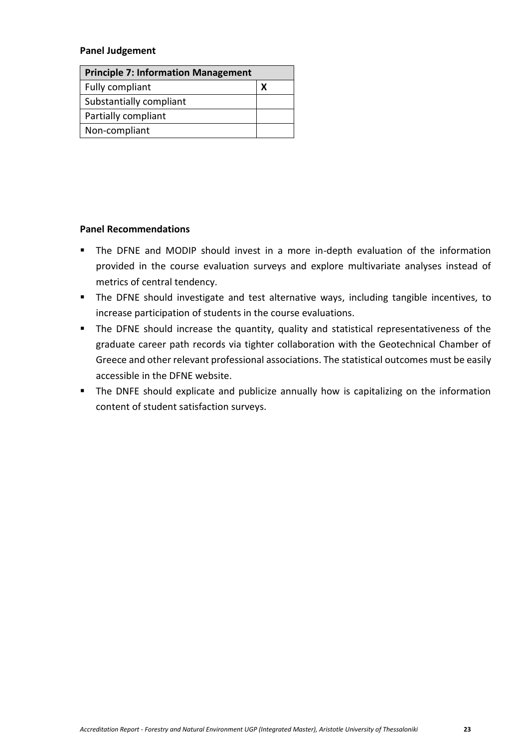**Panel Judgement**

| Principle 7: Information Management | |
|---|---|
| Fully compliant | X |
| Substantially compliant | |
| Partially compliant | |
| Non-compliant | |

**Panel Recommendations**

- The DFNE and MODIP should invest in a more in-depth evaluation of the information provided in the course evaluation surveys and explore multivariate analyses instead of metrics of central tendency.
- The DFNE should investigate and test alternative ways, including tangible incentives, to increase participation of students in the course evaluations.
- The DFNE should increase the quantity, quality and statistical representativeness of the graduate career path records via tighter collaboration with the Geotechnical Chamber of Greece and other relevant professional associations. The statistical outcomes must be easily accessible in the DFNE website.
- The DNFE should explicate and publicize annually how is capitalizing on the information content of student satisfaction surveys.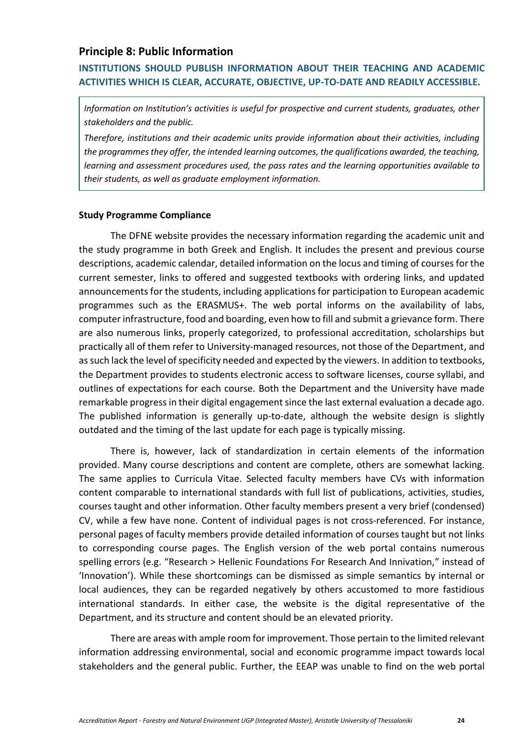## Principle 8: Public Information

### INSTITUTIONS SHOULD PUBLISH INFORMATION ABOUT THEIR TEACHING AND ACADEMIC ACTIVITIES WHICH IS CLEAR, ACCURATE, OBJECTIVE, UP-TO-DATE AND READILY ACCESSIBLE.

*Information on Institution's activities is useful for prospective and current students, graduates, other stakeholders and the public.*

*Therefore, institutions and their academic units provide information about their activities, including the programmes they offer, the intended learning outcomes, the qualifications awarded, the teaching, learning and assessment procedures used, the pass rates and the learning opportunities available to their students, as well as graduate employment information.*

**Study Programme Compliance**

The DFNE website provides the necessary information regarding the academic unit and the study programme in both Greek and English. It includes the present and previous course descriptions, academic calendar, detailed information on the locus and timing of courses for the current semester, links to offered and suggested textbooks with ordering links, and updated announcements for the students, including applications for participation to European academic programmes such as the ERASMUS+. The web portal informs on the availability of labs, computer infrastructure, food and boarding, even how to fill and submit a grievance form. There are also numerous links, properly categorized, to professional accreditation, scholarships but practically all of them refer to University-managed resources, not those of the Department, and as such lack the level of specificity needed and expected by the viewers. In addition to textbooks, the Department provides to students electronic access to software licenses, course syllabi, and outlines of expectations for each course. Both the Department and the University have made remarkable progress in their digital engagement since the last external evaluation a decade ago. The published information is generally up-to-date, although the website design is slightly outdated and the timing of the last update for each page is typically missing.

There is, however, lack of standardization in certain elements of the information provided. Many course descriptions and content are complete, others are somewhat lacking. The same applies to Curricula Vitae. Selected faculty members have CVs with information content comparable to international standards with full list of publications, activities, studies, courses taught and other information. Other faculty members present a very brief (condensed) CV, while a few have none. Content of individual pages is not cross-referenced. For instance, personal pages of faculty members provide detailed information of courses taught but not links to corresponding course pages. The English version of the web portal contains numerous spelling errors (e.g. "Research > Hellenic Foundations For Research And Innivation," instead of 'Innovation'). While these shortcomings can be dismissed as simple semantics by internal or local audiences, they can be regarded negatively by others accustomed to more fastidious international standards. In either case, the website is the digital representative of the Department, and its structure and content should be an elevated priority.

There are areas with ample room for improvement. Those pertain to the limited relevant information addressing environmental, social and economic programme impact towards local stakeholders and the general public. Further, the EEAP was unable to find on the web portal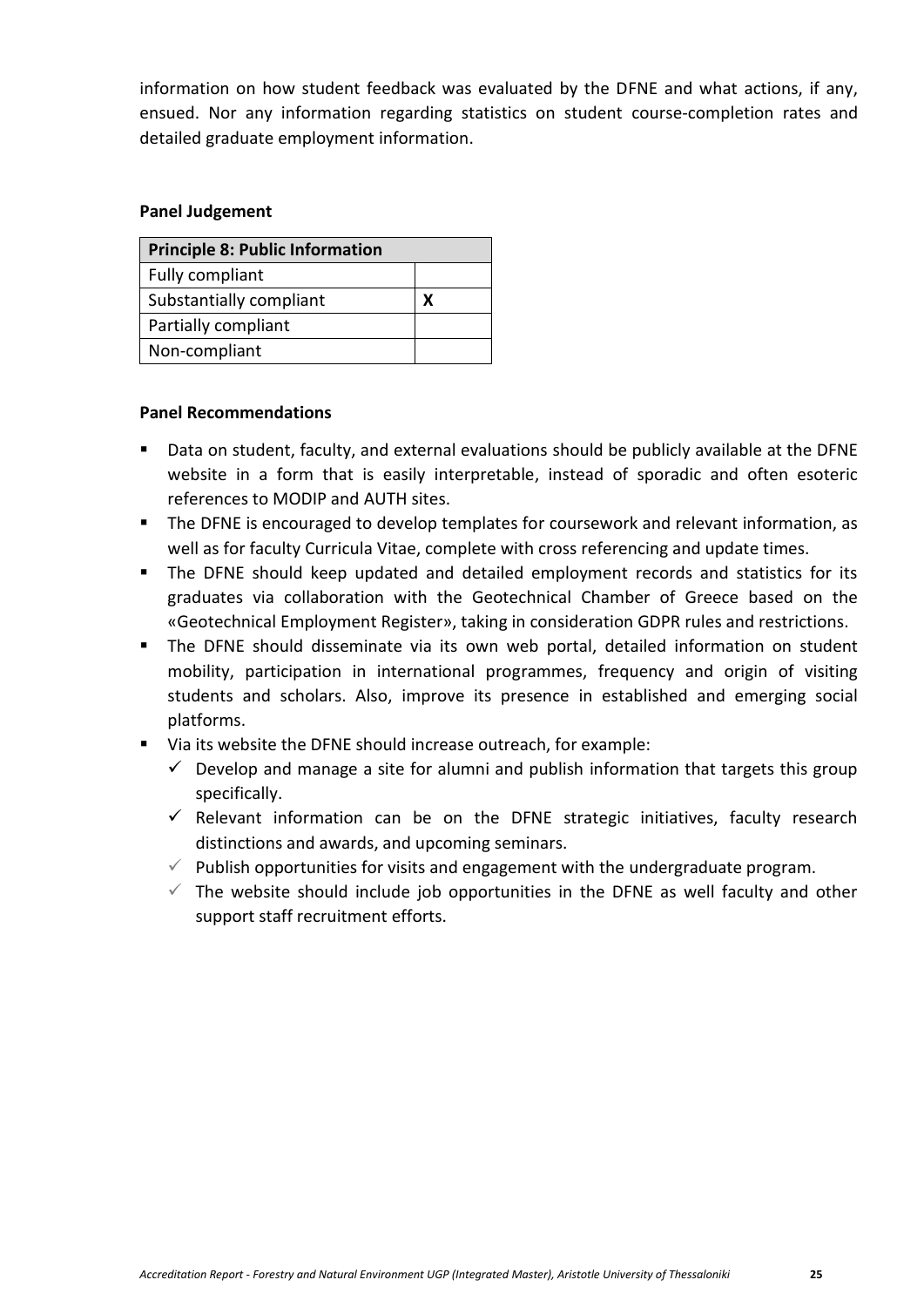information on how student feedback was evaluated by the DFNE and what actions, if any, ensued. Nor any information regarding statistics on student course-completion rates and detailed graduate employment information.

**Panel Judgement**

| Principle 8: Public Information | |
|---|---|
| Fully compliant | |
| Substantially compliant | X |
| Partially compliant | |
| Non-compliant | |

**Panel Recommendations**

- Data on student, faculty, and external evaluations should be publicly available at the DFNE website in a form that is easily interpretable, instead of sporadic and often esoteric references to MODIP and AUTH sites.
- The DFNE is encouraged to develop templates for coursework and relevant information, as well as for faculty Curricula Vitae, complete with cross referencing and update times.
- The DFNE should keep updated and detailed employment records and statistics for its graduates via collaboration with the Geotechnical Chamber of Greece based on the «Geotechnical Employment Register», taking in consideration GDPR rules and restrictions.
- The DFNE should disseminate via its own web portal, detailed information on student mobility, participation in international programmes, frequency and origin of visiting students and scholars. Also, improve its presence in established and emerging social platforms.
- Via its website the DFNE should increase outreach, for example:
  - ✓ Develop and manage a site for alumni and publish information that targets this group specifically.
  - ✓ Relevant information can be on the DFNE strategic initiatives, faculty research distinctions and awards, and upcoming seminars.
  - ✓ Publish opportunities for visits and engagement with the undergraduate program.
  - ✓ The website should include job opportunities in the DFNE as well faculty and other support staff recruitment efforts.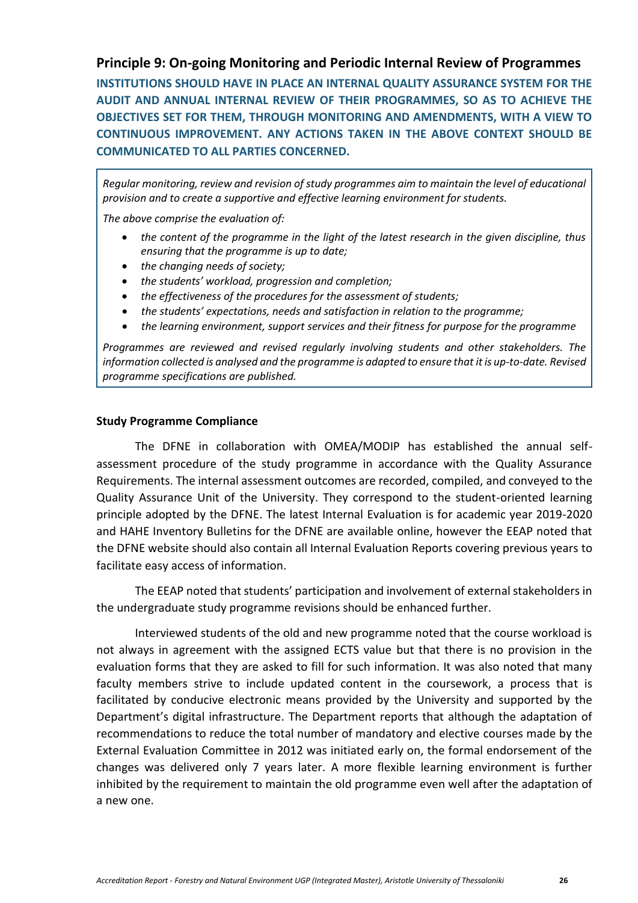## Principle 9: On-going Monitoring and Periodic Internal Review of Programmes

**INSTITUTIONS SHOULD HAVE IN PLACE AN INTERNAL QUALITY ASSURANCE SYSTEM FOR THE AUDIT AND ANNUAL INTERNAL REVIEW OF THEIR PROGRAMMES, SO AS TO ACHIEVE THE OBJECTIVES SET FOR THEM, THROUGH MONITORING AND AMENDMENTS, WITH A VIEW TO CONTINUOUS IMPROVEMENT. ANY ACTIONS TAKEN IN THE ABOVE CONTEXT SHOULD BE COMMUNICATED TO ALL PARTIES CONCERNED.**

*Regular monitoring, review and revision of study programmes aim to maintain the level of educational provision and to create a supportive and effective learning environment for students.*

*The above comprise the evaluation of:*

- *the content of the programme in the light of the latest research in the given discipline, thus ensuring that the programme is up to date;*
- *the changing needs of society;*
- *the students' workload, progression and completion;*
- *the effectiveness of the procedures for the assessment of students;*
- *the students' expectations, needs and satisfaction in relation to the programme;*
- *the learning environment, support services and their fitness for purpose for the programme*

*Programmes are reviewed and revised regularly involving students and other stakeholders. The information collected is analysed and the programme is adapted to ensure that it is up-to-date. Revised programme specifications are published.*

**Study Programme Compliance**

The DFNE in collaboration with OMEA/MODIP has established the annual self-assessment procedure of the study programme in accordance with the Quality Assurance Requirements. The internal assessment outcomes are recorded, compiled, and conveyed to the Quality Assurance Unit of the University. They correspond to the student-oriented learning principle adopted by the DFNE. The latest Internal Evaluation is for academic year 2019-2020 and HAHE Inventory Bulletins for the DFNE are available online, however the EEAP noted that the DFNE website should also contain all Internal Evaluation Reports covering previous years to facilitate easy access of information.

The EEAP noted that students' participation and involvement of external stakeholders in the undergraduate study programme revisions should be enhanced further.

Interviewed students of the old and new programme noted that the course workload is not always in agreement with the assigned ECTS value but that there is no provision in the evaluation forms that they are asked to fill for such information. It was also noted that many faculty members strive to include updated content in the coursework, a process that is facilitated by conducive electronic means provided by the University and supported by the Department's digital infrastructure. The Department reports that although the adaptation of recommendations to reduce the total number of mandatory and elective courses made by the External Evaluation Committee in 2012 was initiated early on, the formal endorsement of the changes was delivered only 7 years later. A more flexible learning environment is further inhibited by the requirement to maintain the old programme even well after the adaptation of a new one.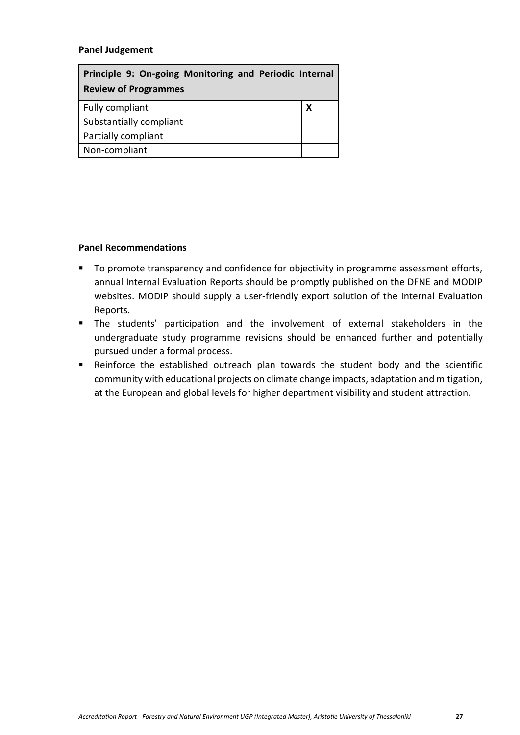**Panel Judgement**

| Principle 9: On-going Monitoring and Periodic Internal Review of Programmes | |
|---|---|
| Fully compliant | X |
| Substantially compliant | |
| Partially compliant | |
| Non-compliant | |

**Panel Recommendations**

- To promote transparency and confidence for objectivity in programme assessment efforts, annual Internal Evaluation Reports should be promptly published on the DFNE and MODIP websites. MODIP should supply a user-friendly export solution of the Internal Evaluation Reports.
- The students' participation and the involvement of external stakeholders in the undergraduate study programme revisions should be enhanced further and potentially pursued under a formal process.
- Reinforce the established outreach plan towards the student body and the scientific community with educational projects on climate change impacts, adaptation and mitigation, at the European and global levels for higher department visibility and student attraction.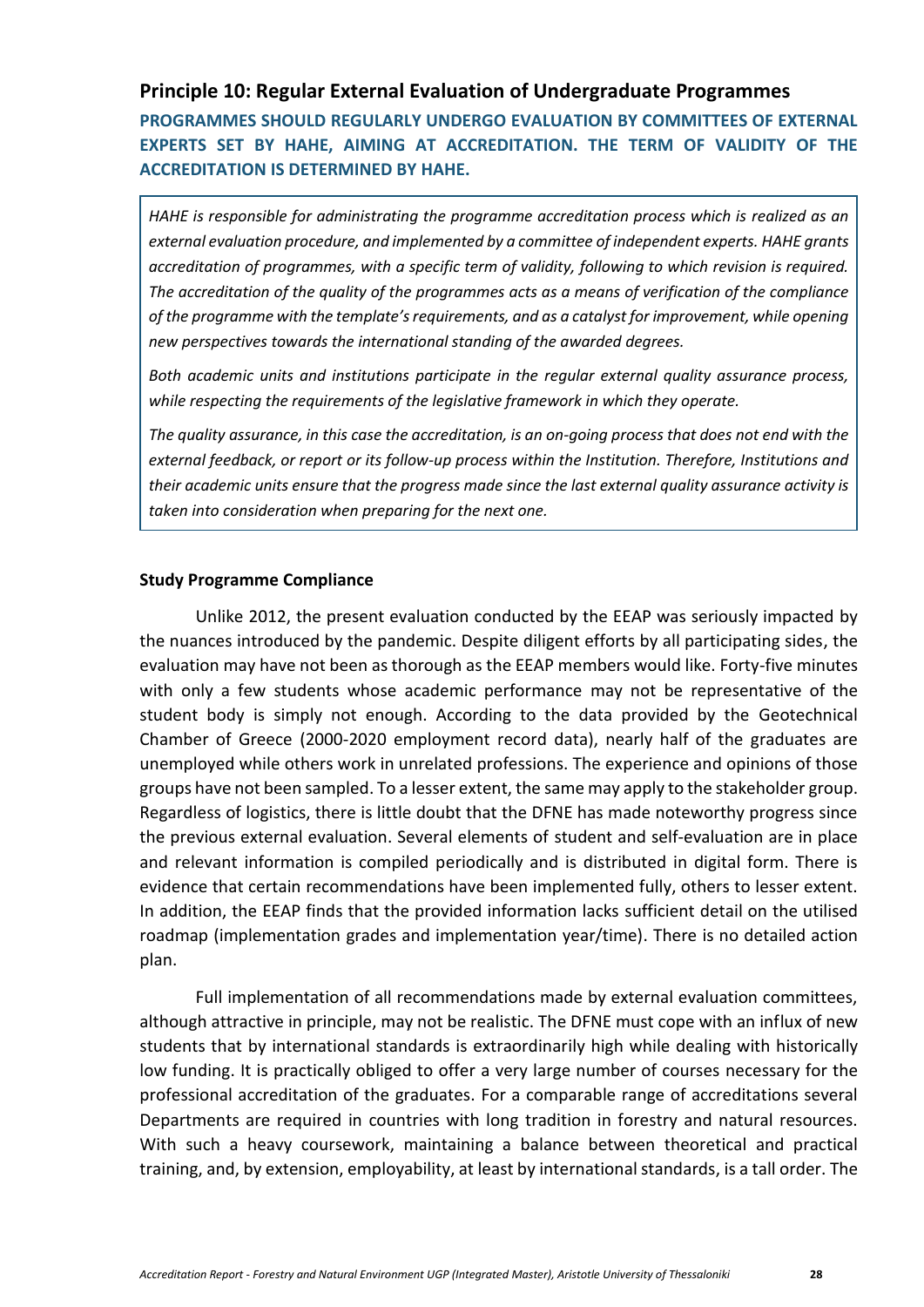## Principle 10: Regular External Evaluation of Undergraduate Programmes

**PROGRAMMES SHOULD REGULARLY UNDERGO EVALUATION BY COMMITTEES OF EXTERNAL EXPERTS SET BY HAHE, AIMING AT ACCREDITATION. THE TERM OF VALIDITY OF THE ACCREDITATION IS DETERMINED BY HAHE.**

*HAHE is responsible for administrating the programme accreditation process which is realized as an external evaluation procedure, and implemented by a committee of independent experts. HAHE grants accreditation of programmes, with a specific term of validity, following to which revision is required. The accreditation of the quality of the programmes acts as a means of verification of the compliance of the programme with the template's requirements, and as a catalyst for improvement, while opening new perspectives towards the international standing of the awarded degrees.*

*Both academic units and institutions participate in the regular external quality assurance process, while respecting the requirements of the legislative framework in which they operate.*

*The quality assurance, in this case the accreditation, is an on-going process that does not end with the external feedback, or report or its follow-up process within the Institution. Therefore, Institutions and their academic units ensure that the progress made since the last external quality assurance activity is taken into consideration when preparing for the next one.*

**Study Programme Compliance**

Unlike 2012, the present evaluation conducted by the EEAP was seriously impacted by the nuances introduced by the pandemic. Despite diligent efforts by all participating sides, the evaluation may have not been as thorough as the EEAP members would like. Forty-five minutes with only a few students whose academic performance may not be representative of the student body is simply not enough. According to the data provided by the Geotechnical Chamber of Greece (2000-2020 employment record data), nearly half of the graduates are unemployed while others work in unrelated professions. The experience and opinions of those groups have not been sampled. To a lesser extent, the same may apply to the stakeholder group. Regardless of logistics, there is little doubt that the DFNE has made noteworthy progress since the previous external evaluation. Several elements of student and self-evaluation are in place and relevant information is compiled periodically and is distributed in digital form. There is evidence that certain recommendations have been implemented fully, others to lesser extent. In addition, the EEAP finds that the provided information lacks sufficient detail on the utilised roadmap (implementation grades and implementation year/time). There is no detailed action plan.

Full implementation of all recommendations made by external evaluation committees, although attractive in principle, may not be realistic. The DFNE must cope with an influx of new students that by international standards is extraordinarily high while dealing with historically low funding. It is practically obliged to offer a very large number of courses necessary for the professional accreditation of the graduates. For a comparable range of accreditations several Departments are required in countries with long tradition in forestry and natural resources. With such a heavy coursework, maintaining a balance between theoretical and practical training, and, by extension, employability, at least by international standards, is a tall order. The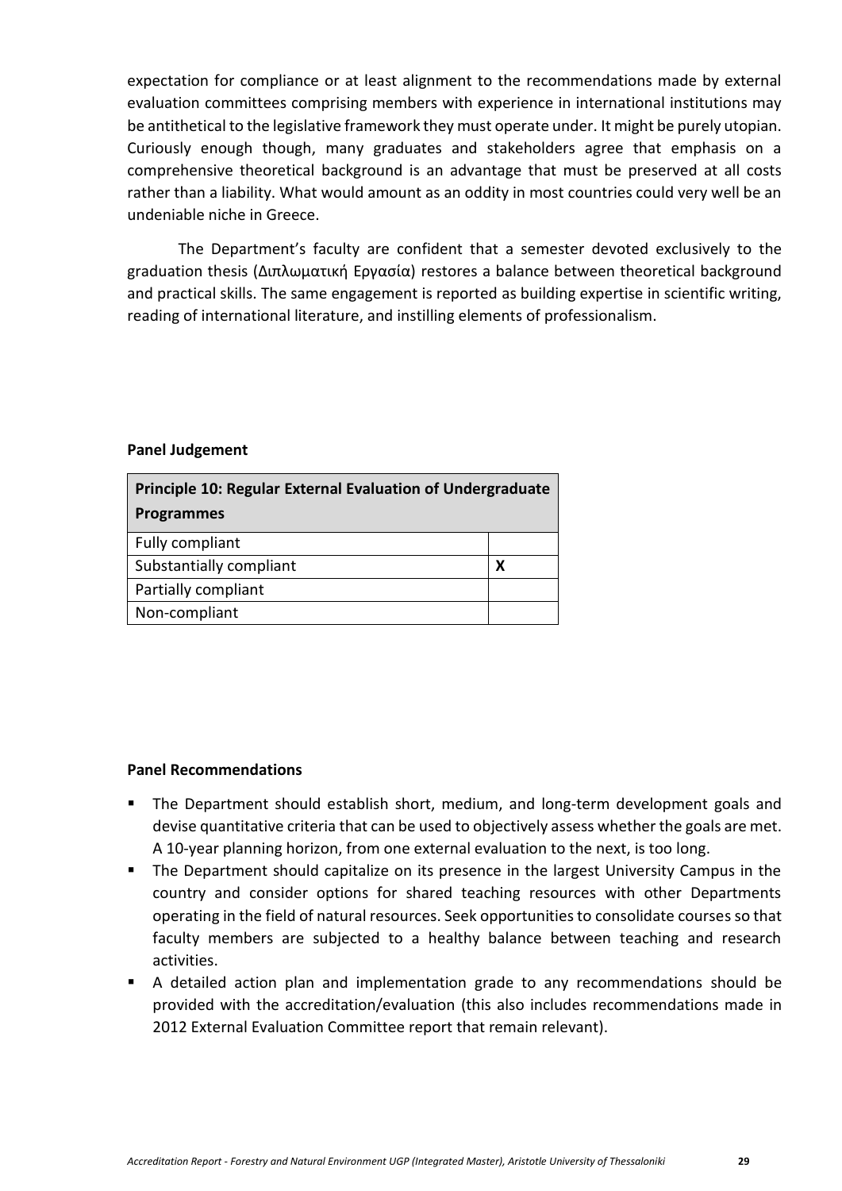expectation for compliance or at least alignment to the recommendations made by external evaluation committees comprising members with experience in international institutions may be antithetical to the legislative framework they must operate under. It might be purely utopian. Curiously enough though, many graduates and stakeholders agree that emphasis on a comprehensive theoretical background is an advantage that must be preserved at all costs rather than a liability. What would amount as an oddity in most countries could very well be an undeniable niche in Greece.

The Department's faculty are confident that a semester devoted exclusively to the graduation thesis (Διπλωματική Εργασία) restores a balance between theoretical background and practical skills. The same engagement is reported as building expertise in scientific writing, reading of international literature, and instilling elements of professionalism.

**Panel Judgement**

| **Principle 10: Regular External Evaluation of Undergraduate Programmes** | |
|---|---|
| Fully compliant | |
| Substantially compliant | **X** |
| Partially compliant | |
| Non-compliant | |

**Panel Recommendations**

- The Department should establish short, medium, and long-term development goals and devise quantitative criteria that can be used to objectively assess whether the goals are met. A 10-year planning horizon, from one external evaluation to the next, is too long.
- The Department should capitalize on its presence in the largest University Campus in the country and consider options for shared teaching resources with other Departments operating in the field of natural resources. Seek opportunities to consolidate courses so that faculty members are subjected to a healthy balance between teaching and research activities.
- A detailed action plan and implementation grade to any recommendations should be provided with the accreditation/evaluation (this also includes recommendations made in 2012 External Evaluation Committee report that remain relevant).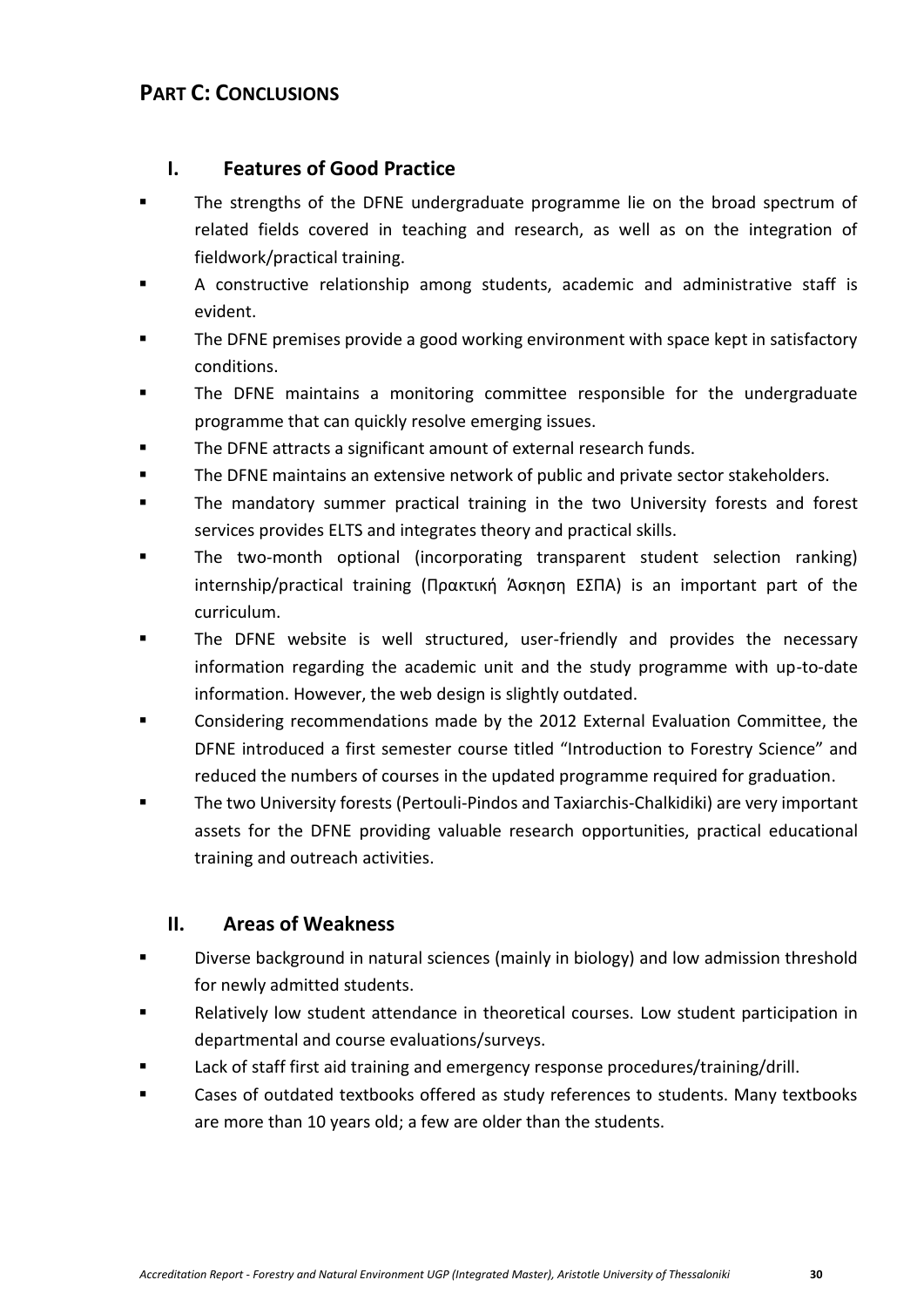## PART C: CONCLUSIONS

### I. Features of Good Practice

- The strengths of the DFNE undergraduate programme lie on the broad spectrum of related fields covered in teaching and research, as well as on the integration of fieldwork/practical training.
- A constructive relationship among students, academic and administrative staff is evident.
- The DFNE premises provide a good working environment with space kept in satisfactory conditions.
- The DFNE maintains a monitoring committee responsible for the undergraduate programme that can quickly resolve emerging issues.
- The DFNE attracts a significant amount of external research funds.
- The DFNE maintains an extensive network of public and private sector stakeholders.
- The mandatory summer practical training in the two University forests and forest services provides ELTS and integrates theory and practical skills.
- The two-month optional (incorporating transparent student selection ranking) internship/practical training (Πρακτική Άσκηση ΕΣΠΑ) is an important part of the curriculum.
- The DFNE website is well structured, user-friendly and provides the necessary information regarding the academic unit and the study programme with up-to-date information. However, the web design is slightly outdated.
- Considering recommendations made by the 2012 External Evaluation Committee, the DFNE introduced a first semester course titled "Introduction to Forestry Science" and reduced the numbers of courses in the updated programme required for graduation.
- The two University forests (Pertouli-Pindos and Taxiarchis-Chalkidiki) are very important assets for the DFNE providing valuable research opportunities, practical educational training and outreach activities.

### II. Areas of Weakness

- Diverse background in natural sciences (mainly in biology) and low admission threshold for newly admitted students.
- Relatively low student attendance in theoretical courses. Low student participation in departmental and course evaluations/surveys.
- Lack of staff first aid training and emergency response procedures/training/drill.
- Cases of outdated textbooks offered as study references to students. Many textbooks are more than 10 years old; a few are older than the students.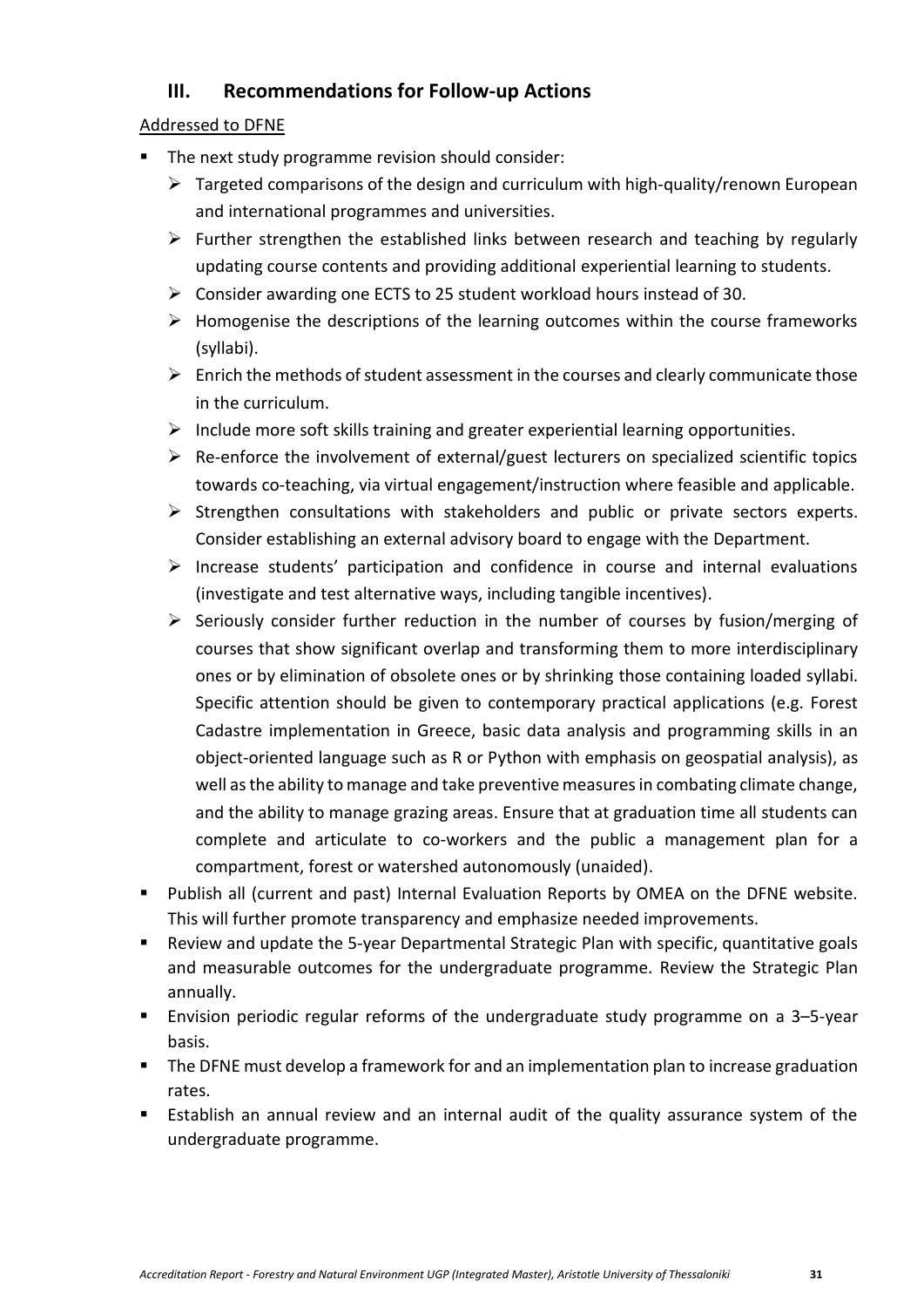## III. Recommendations for Follow-up Actions

Addressed to DFNE

- The next study programme revision should consider:
  - Targeted comparisons of the design and curriculum with high-quality/renown European and international programmes and universities.
  - Further strengthen the established links between research and teaching by regularly updating course contents and providing additional experiential learning to students.
  - Consider awarding one ECTS to 25 student workload hours instead of 30.
  - Homogenise the descriptions of the learning outcomes within the course frameworks (syllabi).
  - Enrich the methods of student assessment in the courses and clearly communicate those in the curriculum.
  - Include more soft skills training and greater experiential learning opportunities.
  - Re-enforce the involvement of external/guest lecturers on specialized scientific topics towards co-teaching, via virtual engagement/instruction where feasible and applicable.
  - Strengthen consultations with stakeholders and public or private sectors experts. Consider establishing an external advisory board to engage with the Department.
  - Increase students' participation and confidence in course and internal evaluations (investigate and test alternative ways, including tangible incentives).
  - Seriously consider further reduction in the number of courses by fusion/merging of courses that show significant overlap and transforming them to more interdisciplinary ones or by elimination of obsolete ones or by shrinking those containing loaded syllabi. Specific attention should be given to contemporary practical applications (e.g. Forest Cadastre implementation in Greece, basic data analysis and programming skills in an object-oriented language such as R or Python with emphasis on geospatial analysis), as well as the ability to manage and take preventive measures in combating climate change, and the ability to manage grazing areas. Ensure that at graduation time all students can complete and articulate to co-workers and the public a management plan for a compartment, forest or watershed autonomously (unaided).
- Publish all (current and past) Internal Evaluation Reports by OMEA on the DFNE website. This will further promote transparency and emphasize needed improvements.
- Review and update the 5-year Departmental Strategic Plan with specific, quantitative goals and measurable outcomes for the undergraduate programme. Review the Strategic Plan annually.
- Envision periodic regular reforms of the undergraduate study programme on a 3–5-year basis.
- The DFNE must develop a framework for and an implementation plan to increase graduation rates.
- Establish an annual review and an internal audit of the quality assurance system of the undergraduate programme.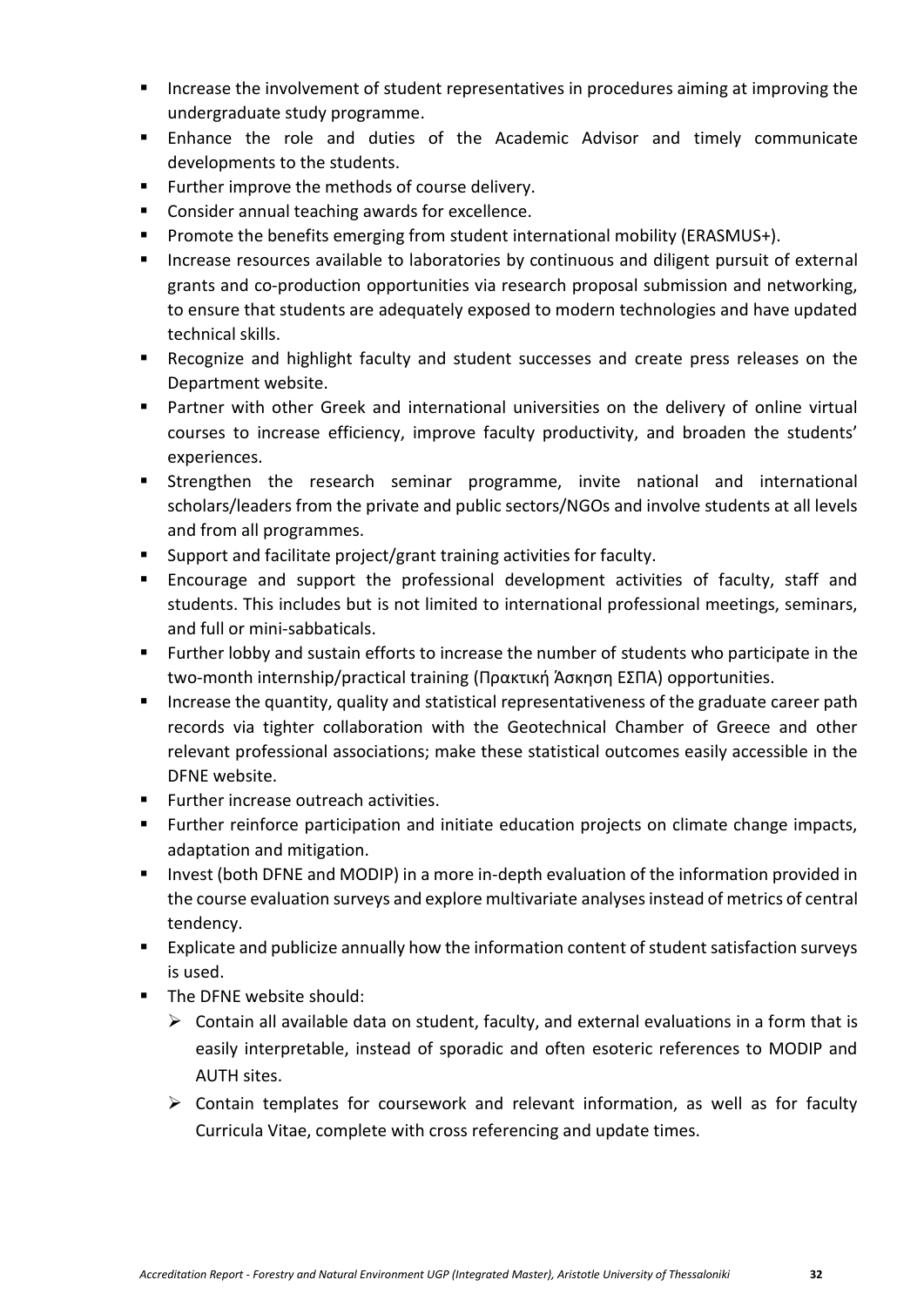- Increase the involvement of student representatives in procedures aiming at improving the undergraduate study programme.
- Enhance the role and duties of the Academic Advisor and timely communicate developments to the students.
- Further improve the methods of course delivery.
- Consider annual teaching awards for excellence.
- Promote the benefits emerging from student international mobility (ERASMUS+).
- Increase resources available to laboratories by continuous and diligent pursuit of external grants and co-production opportunities via research proposal submission and networking, to ensure that students are adequately exposed to modern technologies and have updated technical skills.
- Recognize and highlight faculty and student successes and create press releases on the Department website.
- Partner with other Greek and international universities on the delivery of online virtual courses to increase efficiency, improve faculty productivity, and broaden the students' experiences.
- Strengthen the research seminar programme, invite national and international scholars/leaders from the private and public sectors/NGOs and involve students at all levels and from all programmes.
- Support and facilitate project/grant training activities for faculty.
- Encourage and support the professional development activities of faculty, staff and students. This includes but is not limited to international professional meetings, seminars, and full or mini-sabbaticals.
- Further lobby and sustain efforts to increase the number of students who participate in the two-month internship/practical training (Πρακτική Άσκηση ΕΣΠΑ) opportunities.
- Increase the quantity, quality and statistical representativeness of the graduate career path records via tighter collaboration with the Geotechnical Chamber of Greece and other relevant professional associations; make these statistical outcomes easily accessible in the DFNE website.
- Further increase outreach activities.
- Further reinforce participation and initiate education projects on climate change impacts, adaptation and mitigation.
- Invest (both DFNE and MODIP) in a more in-depth evaluation of the information provided in the course evaluation surveys and explore multivariate analyses instead of metrics of central tendency.
- Explicate and publicize annually how the information content of student satisfaction surveys is used.
- The DFNE website should:
  - Contain all available data on student, faculty, and external evaluations in a form that is easily interpretable, instead of sporadic and often esoteric references to MODIP and AUTH sites.
  - Contain templates for coursework and relevant information, as well as for faculty Curricula Vitae, complete with cross referencing and update times.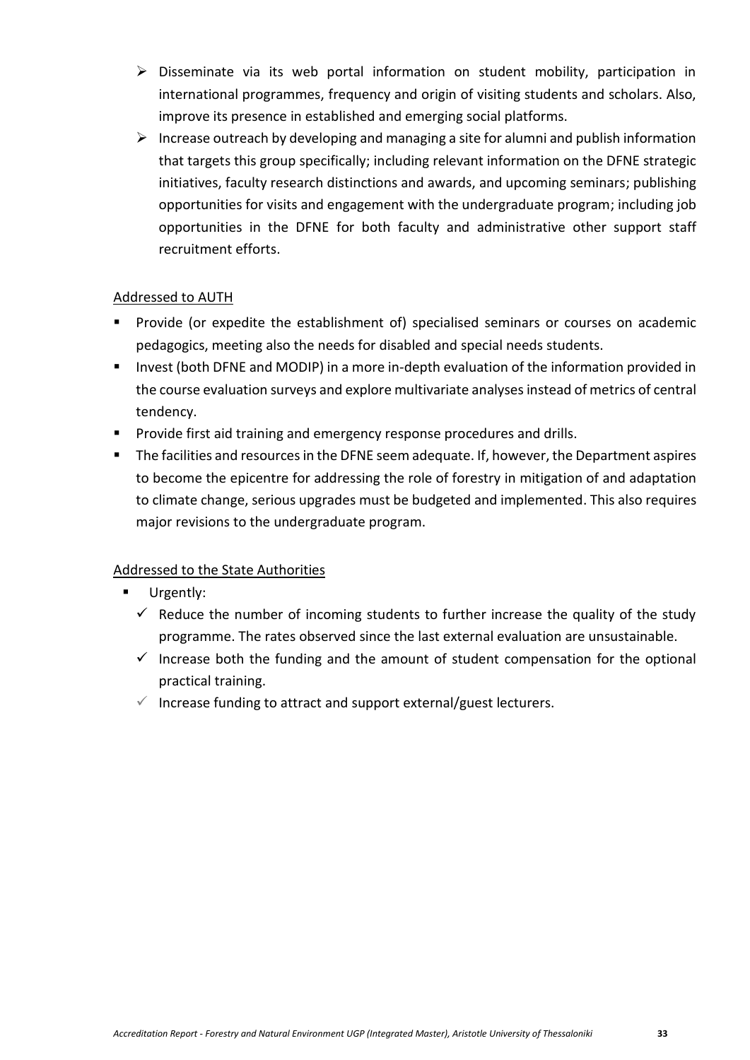- Disseminate via its web portal information on student mobility, participation in international programmes, frequency and origin of visiting students and scholars. Also, improve its presence in established and emerging social platforms.
- Increase outreach by developing and managing a site for alumni and publish information that targets this group specifically; including relevant information on the DFNE strategic initiatives, faculty research distinctions and awards, and upcoming seminars; publishing opportunities for visits and engagement with the undergraduate program; including job opportunities in the DFNE for both faculty and administrative other support staff recruitment efforts.

<u>Addressed to AUTH</u>

- Provide (or expedite the establishment of) specialised seminars or courses on academic pedagogics, meeting also the needs for disabled and special needs students.
- Invest (both DFNE and MODIP) in a more in-depth evaluation of the information provided in the course evaluation surveys and explore multivariate analyses instead of metrics of central tendency.
- Provide first aid training and emergency response procedures and drills.
- The facilities and resources in the DFNE seem adequate. If, however, the Department aspires to become the epicentre for addressing the role of forestry in mitigation of and adaptation to climate change, serious upgrades must be budgeted and implemented. This also requires major revisions to the undergraduate program.

<u>Addressed to the State Authorities</u>

- Urgently:
  - ✓ Reduce the number of incoming students to further increase the quality of the study programme. The rates observed since the last external evaluation are unsustainable.
  - ✓ Increase both the funding and the amount of student compensation for the optional practical training.
  - ✓ Increase funding to attract and support external/guest lecturers.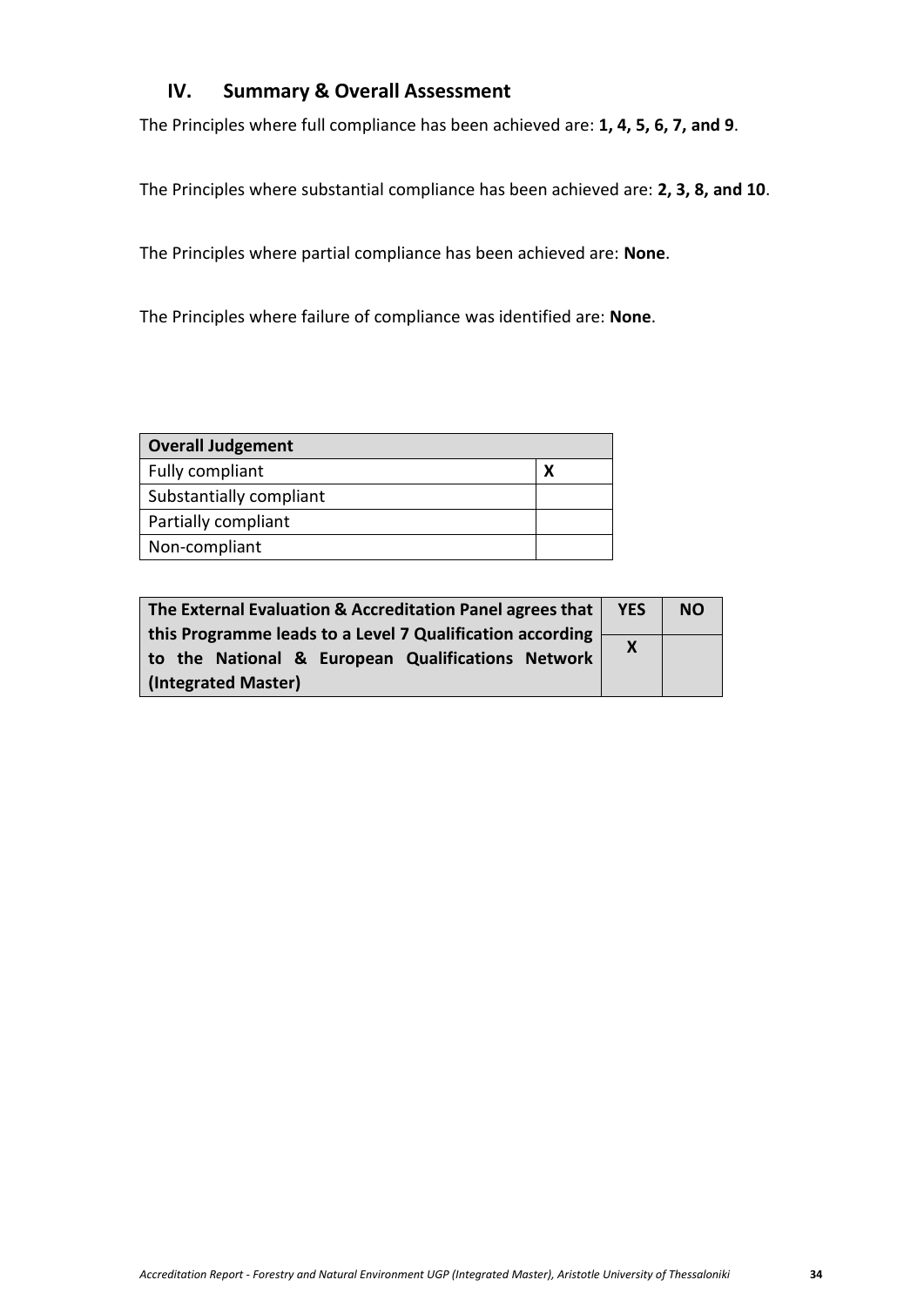## IV. Summary & Overall Assessment

The Principles where full compliance has been achieved are: **1, 4, 5, 6, 7, and 9**.

The Principles where substantial compliance has been achieved are: **2, 3, 8, and 10**.

The Principles where partial compliance has been achieved are: **None**.

The Principles where failure of compliance was identified are: **None**.

| **Overall Judgement** | |
|---|---|
| Fully compliant | **X** |
| Substantially compliant | |
| Partially compliant | |
| Non-compliant | |

| **The External Evaluation & Accreditation Panel agrees that this Programme leads to a Level 7 Qualification according to the National & European Qualifications Network (Integrated Master)** | **YES** | **NO** |
|---|---|---|
| | **X** | |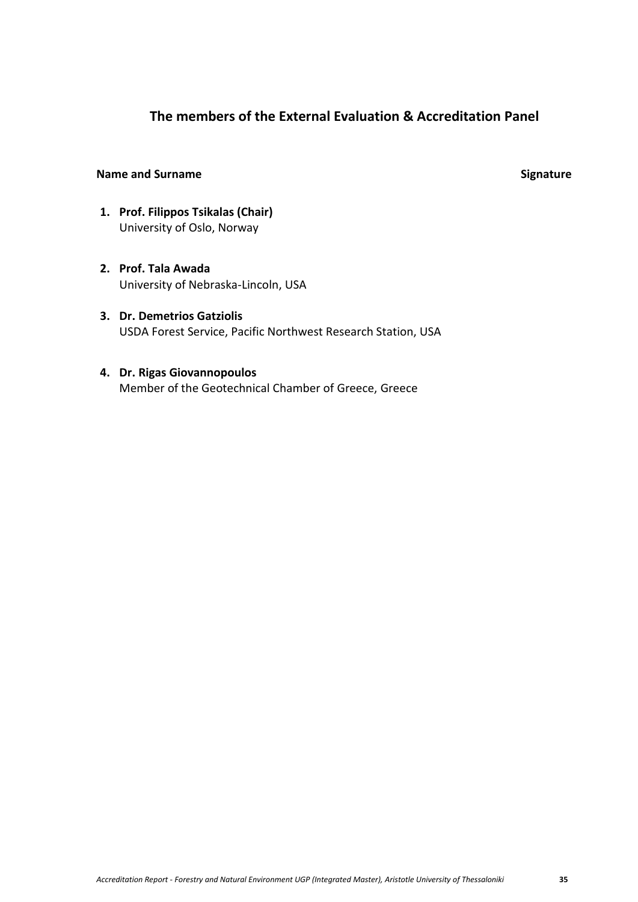## The members of the External Evaluation & Accreditation Panel

**Name and Surname** **Signature**

1. **Prof. Filippos Tsikalas (Chair)**
   University of Oslo, Norway

2. **Prof. Tala Awada**
   University of Nebraska-Lincoln, USA

3. **Dr. Demetrios Gatziolis**
   USDA Forest Service, Pacific Northwest Research Station, USA

4. **Dr. Rigas Giovannopoulos**
   Member of the Geotechnical Chamber of Greece, Greece